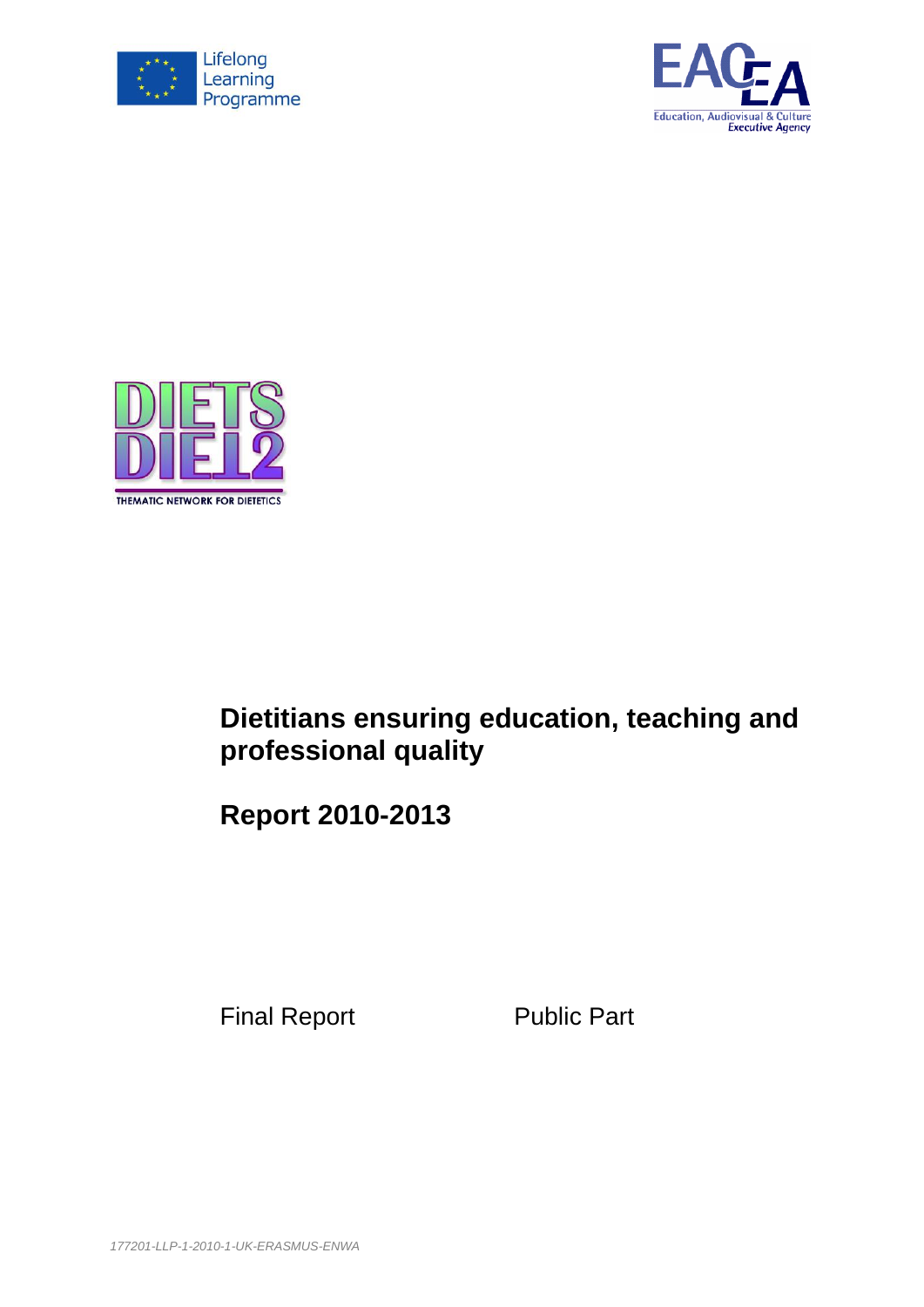Lifelong Learning Programme

EACEA
Education, Audiovisual & Culture Executive Agency

DIETS DIET2
THEMATIC NETWORK FOR DIETETICS

# Dietitians ensuring education, teaching and professional quality

# Report 2010-2013

Final Report Public Part

*177201-LLP-1-2010-1-UK-ERASMUS-ENWA*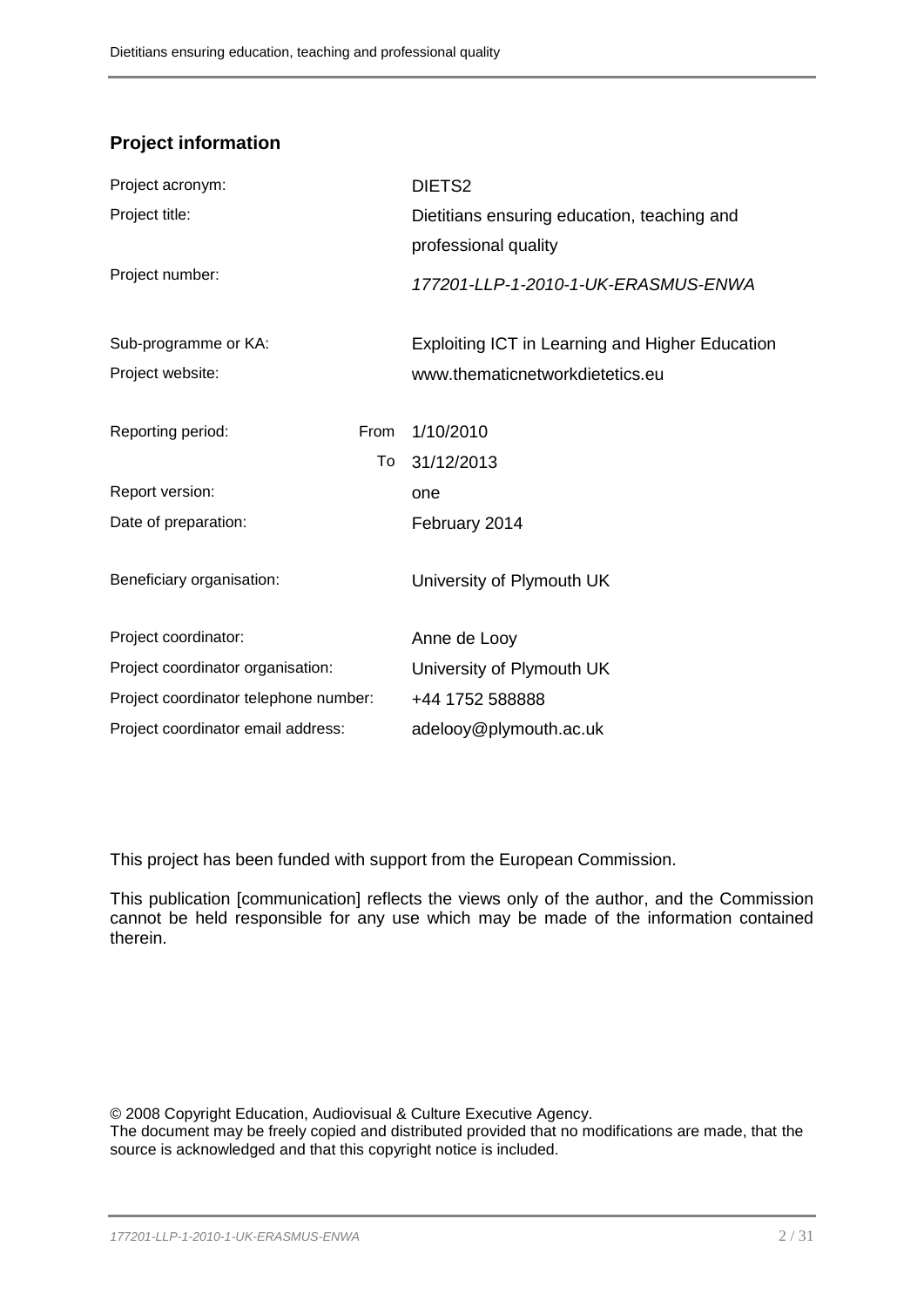## Project information

| | | |
|---|---|---|
| Project acronym: | | DIETS2 |
| Project title: | | Dietitians ensuring education, teaching and professional quality |
| Project number: | | *177201-LLP-1-2010-1-UK-ERASMUS-ENWA* |
| Sub-programme or KA: | | Exploiting ICT in Learning and Higher Education |
| Project website: | | www.thematicnetworkdietetics.eu |
| Reporting period: | From | 1/10/2010 |
| | To | 31/12/2013 |
| Report version: | | one |
| Date of preparation: | | February 2014 |
| Beneficiary organisation: | | University of Plymouth UK |
| Project coordinator: | | Anne de Looy |
| Project coordinator organisation: | | University of Plymouth UK |
| Project coordinator telephone number: | | +44 1752 588888 |
| Project coordinator email address: | | adelooy@plymouth.ac.uk |

This project has been funded with support from the European Commission.

This publication [communication] reflects the views only of the author, and the Commission cannot be held responsible for any use which may be made of the information contained therein.

© 2008 Copyright Education, Audiovisual & Culture Executive Agency.
The document may be freely copied and distributed provided that no modifications are made, that the source is acknowledged and that this copyright notice is included.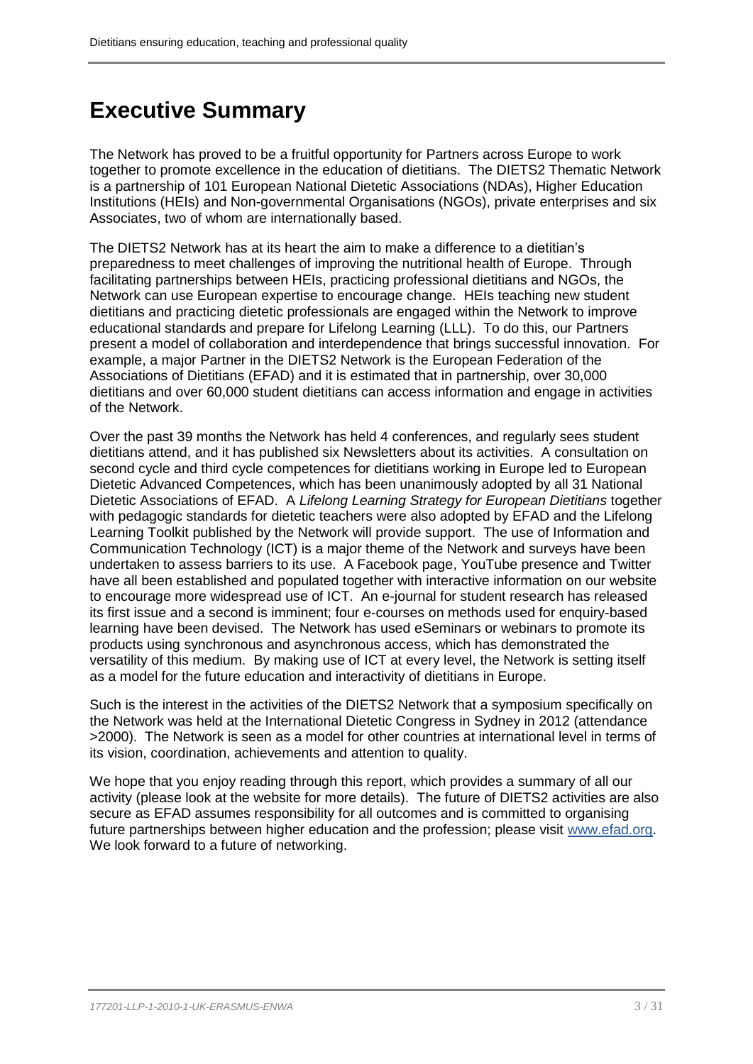# Executive Summary

The Network has proved to be a fruitful opportunity for Partners across Europe to work together to promote excellence in the education of dietitians. The DIETS2 Thematic Network is a partnership of 101 European National Dietetic Associations (NDAs), Higher Education Institutions (HEIs) and Non-governmental Organisations (NGOs), private enterprises and six Associates, two of whom are internationally based.

The DIETS2 Network has at its heart the aim to make a difference to a dietitian's preparedness to meet challenges of improving the nutritional health of Europe. Through facilitating partnerships between HEIs, practicing professional dietitians and NGOs, the Network can use European expertise to encourage change. HEIs teaching new student dietitians and practicing dietetic professionals are engaged within the Network to improve educational standards and prepare for Lifelong Learning (LLL). To do this, our Partners present a model of collaboration and interdependence that brings successful innovation. For example, a major Partner in the DIETS2 Network is the European Federation of the Associations of Dietitians (EFAD) and it is estimated that in partnership, over 30,000 dietitians and over 60,000 student dietitians can access information and engage in activities of the Network.

Over the past 39 months the Network has held 4 conferences, and regularly sees student dietitians attend, and it has published six Newsletters about its activities. A consultation on second cycle and third cycle competences for dietitians working in Europe led to European Dietetic Advanced Competences, which has been unanimously adopted by all 31 National Dietetic Associations of EFAD. A *Lifelong Learning Strategy for European Dietitians* together with pedagogic standards for dietetic teachers were also adopted by EFAD and the Lifelong Learning Toolkit published by the Network will provide support. The use of Information and Communication Technology (ICT) is a major theme of the Network and surveys have been undertaken to assess barriers to its use. A Facebook page, YouTube presence and Twitter have all been established and populated together with interactive information on our website to encourage more widespread use of ICT. An e-journal for student research has released its first issue and a second is imminent; four e-courses on methods used for enquiry-based learning have been devised. The Network has used eSeminars or webinars to promote its products using synchronous and asynchronous access, which has demonstrated the versatility of this medium. By making use of ICT at every level, the Network is setting itself as a model for the future education and interactivity of dietitians in Europe.

Such is the interest in the activities of the DIETS2 Network that a symposium specifically on the Network was held at the International Dietetic Congress in Sydney in 2012 (attendance >2000). The Network is seen as a model for other countries at international level in terms of its vision, coordination, achievements and attention to quality.

We hope that you enjoy reading through this report, which provides a summary of all our activity (please look at the website for more details). The future of DIETS2 activities are also secure as EFAD assumes responsibility for all outcomes and is committed to organising future partnerships between higher education and the profession; please visit [www.efad.org](http://www.efad.org). We look forward to a future of networking.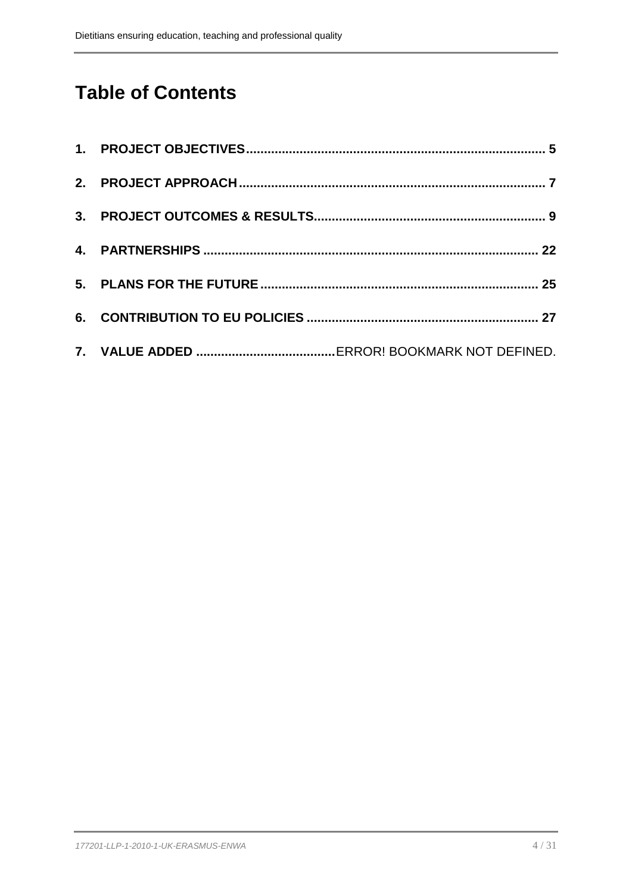# Table of Contents

1. **PROJECT OBJECTIVES** .................................................................................. 5
2. **PROJECT APPROACH** .................................................................................. 7
3. **PROJECT OUTCOMES & RESULTS** .............................................................. 9
4. **PARTNERSHIPS** .......................................................................................... 22
5. **PLANS FOR THE FUTURE** ........................................................................... 25
6. **CONTRIBUTION TO EU POLICIES** ............................................................... 27
7. **VALUE ADDED** ......................................ERROR! BOOKMARK NOT DEFINED.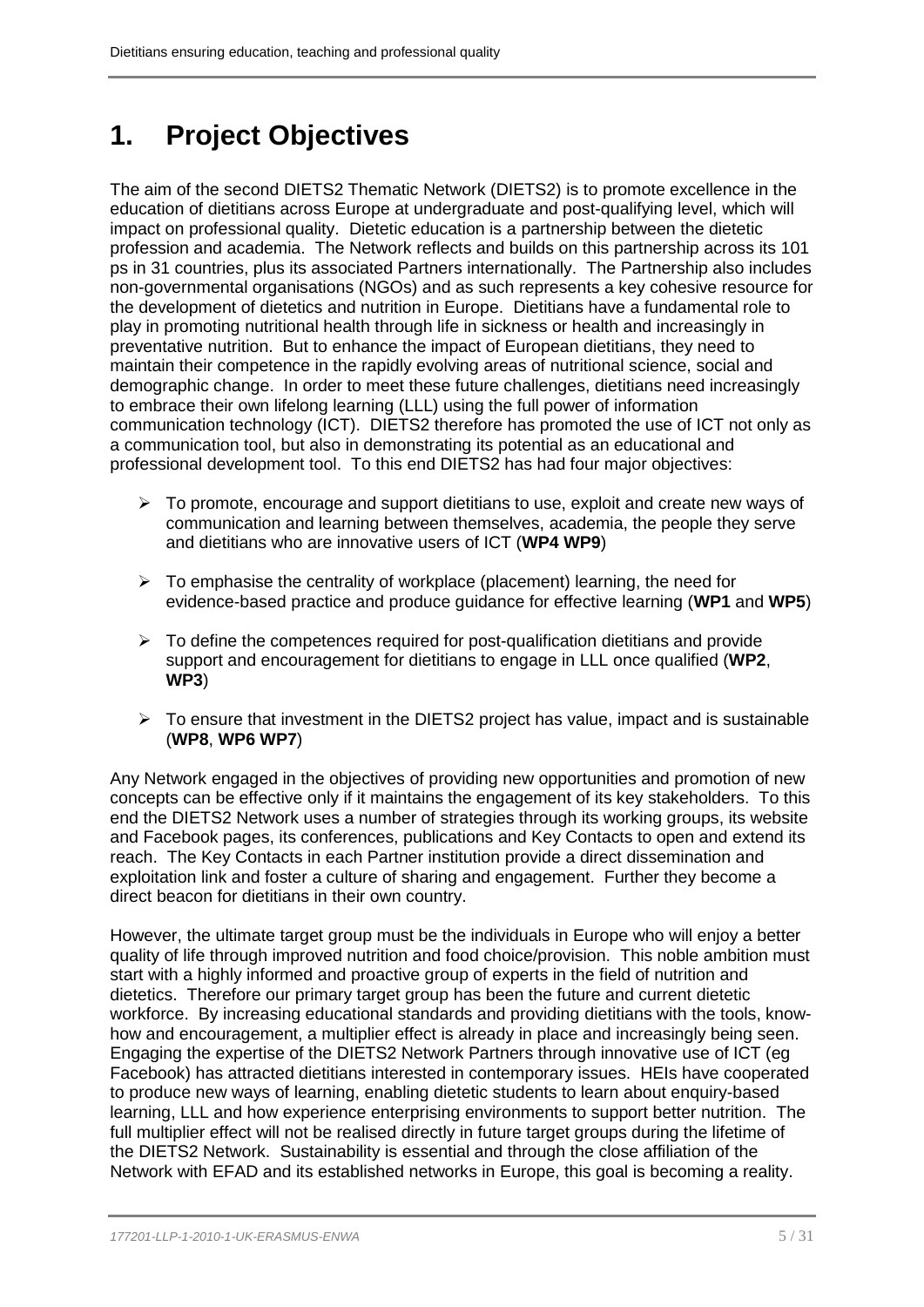# 1. Project Objectives

The aim of the second DIETS2 Thematic Network (DIETS2) is to promote excellence in the education of dietitians across Europe at undergraduate and post-qualifying level, which will impact on professional quality. Dietetic education is a partnership between the dietetic profession and academia. The Network reflects and builds on this partnership across its 101 ps in 31 countries, plus its associated Partners internationally. The Partnership also includes non-governmental organisations (NGOs) and as such represents a key cohesive resource for the development of dietetics and nutrition in Europe. Dietitians have a fundamental role to play in promoting nutritional health through life in sickness or health and increasingly in preventative nutrition. But to enhance the impact of European dietitians, they need to maintain their competence in the rapidly evolving areas of nutritional science, social and demographic change. In order to meet these future challenges, dietitians need increasingly to embrace their own lifelong learning (LLL) using the full power of information communication technology (ICT). DIETS2 therefore has promoted the use of ICT not only as a communication tool, but also in demonstrating its potential as an educational and professional development tool. To this end DIETS2 has had four major objectives:

- To promote, encourage and support dietitians to use, exploit and create new ways of communication and learning between themselves, academia, the people they serve and dietitians who are innovative users of ICT (**WP4 WP9**)
- To emphasise the centrality of workplace (placement) learning, the need for evidence-based practice and produce guidance for effective learning (**WP1** and **WP5**)
- To define the competences required for post-qualification dietitians and provide support and encouragement for dietitians to engage in LLL once qualified (**WP2**, **WP3**)
- To ensure that investment in the DIETS2 project has value, impact and is sustainable (**WP8**, **WP6 WP7**)

Any Network engaged in the objectives of providing new opportunities and promotion of new concepts can be effective only if it maintains the engagement of its key stakeholders. To this end the DIETS2 Network uses a number of strategies through its working groups, its website and Facebook pages, its conferences, publications and Key Contacts to open and extend its reach. The Key Contacts in each Partner institution provide a direct dissemination and exploitation link and foster a culture of sharing and engagement. Further they become a direct beacon for dietitians in their own country.

However, the ultimate target group must be the individuals in Europe who will enjoy a better quality of life through improved nutrition and food choice/provision. This noble ambition must start with a highly informed and proactive group of experts in the field of nutrition and dietetics. Therefore our primary target group has been the future and current dietetic workforce. By increasing educational standards and providing dietitians with the tools, know-how and encouragement, a multiplier effect is already in place and increasingly being seen. Engaging the expertise of the DIETS2 Network Partners through innovative use of ICT (eg Facebook) has attracted dietitians interested in contemporary issues. HEIs have cooperated to produce new ways of learning, enabling dietetic students to learn about enquiry-based learning, LLL and how experience enterprising environments to support better nutrition. The full multiplier effect will not be realised directly in future target groups during the lifetime of the DIETS2 Network. Sustainability is essential and through the close affiliation of the Network with EFAD and its established networks in Europe, this goal is becoming a reality.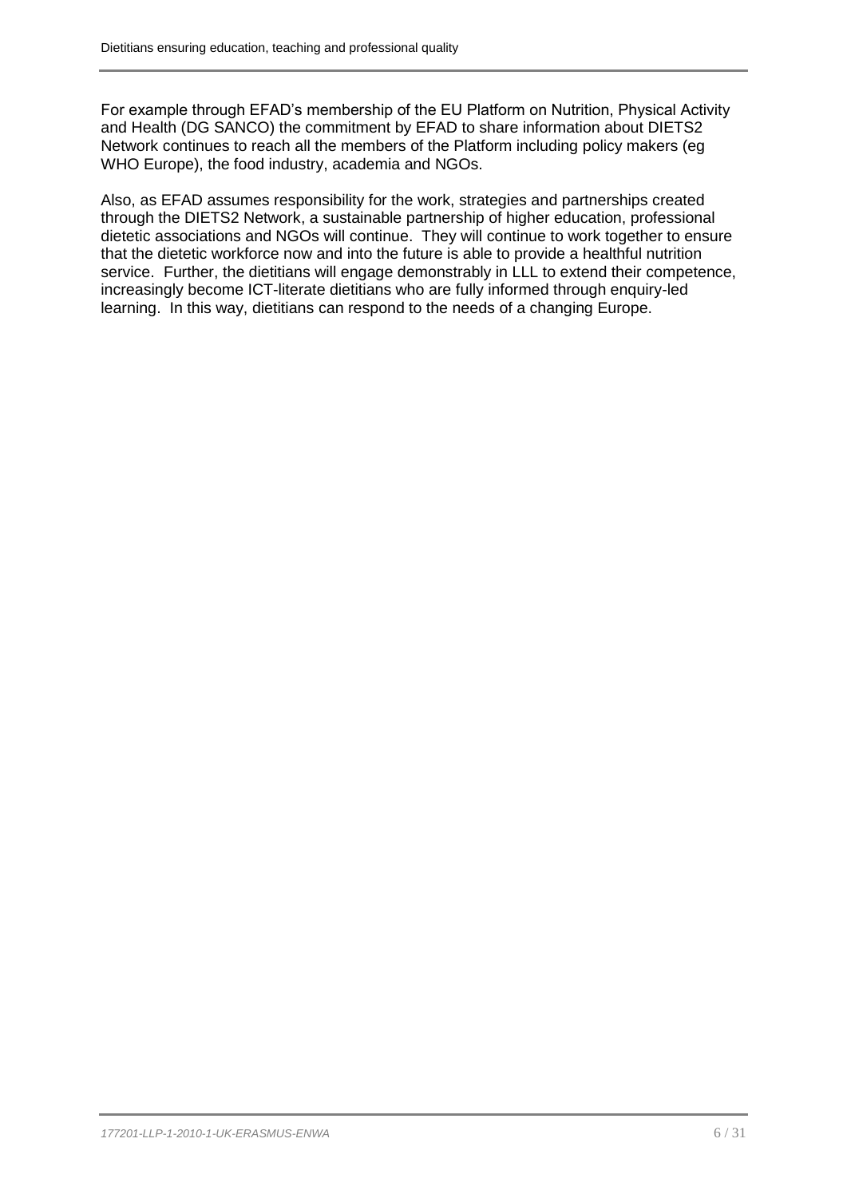For example through EFAD's membership of the EU Platform on Nutrition, Physical Activity and Health (DG SANCO) the commitment by EFAD to share information about DIETS2 Network continues to reach all the members of the Platform including policy makers (eg WHO Europe), the food industry, academia and NGOs.

Also, as EFAD assumes responsibility for the work, strategies and partnerships created through the DIETS2 Network, a sustainable partnership of higher education, professional dietetic associations and NGOs will continue. They will continue to work together to ensure that the dietetic workforce now and into the future is able to provide a healthful nutrition service. Further, the dietitians will engage demonstrably in LLL to extend their competence, increasingly become ICT-literate dietitians who are fully informed through enquiry-led learning. In this way, dietitians can respond to the needs of a changing Europe.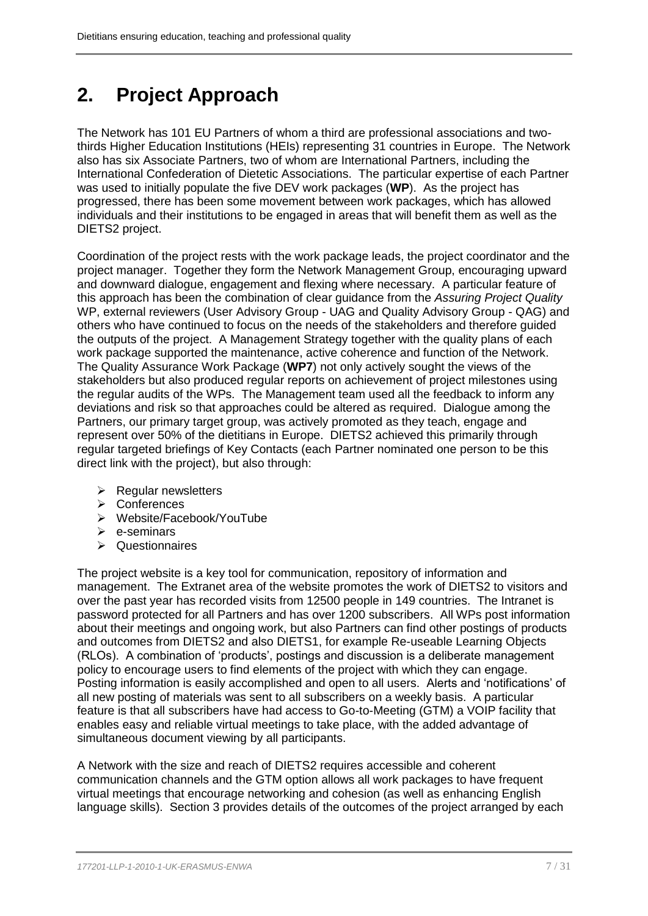# 2. Project Approach

The Network has 101 EU Partners of whom a third are professional associations and two-thirds Higher Education Institutions (HEIs) representing 31 countries in Europe. The Network also has six Associate Partners, two of whom are International Partners, including the International Confederation of Dietetic Associations. The particular expertise of each Partner was used to initially populate the five DEV work packages (**WP**). As the project has progressed, there has been some movement between work packages, which has allowed individuals and their institutions to be engaged in areas that will benefit them as well as the DIETS2 project.

Coordination of the project rests with the work package leads, the project coordinator and the project manager. Together they form the Network Management Group, encouraging upward and downward dialogue, engagement and flexing where necessary. A particular feature of this approach has been the combination of clear guidance from the *Assuring Project Quality* WP, external reviewers (User Advisory Group - UAG and Quality Advisory Group - QAG) and others who have continued to focus on the needs of the stakeholders and therefore guided the outputs of the project. A Management Strategy together with the quality plans of each work package supported the maintenance, active coherence and function of the Network. The Quality Assurance Work Package (**WP7**) not only actively sought the views of the stakeholders but also produced regular reports on achievement of project milestones using the regular audits of the WPs. The Management team used all the feedback to inform any deviations and risk so that approaches could be altered as required. Dialogue among the Partners, our primary target group, was actively promoted as they teach, engage and represent over 50% of the dietitians in Europe. DIETS2 achieved this primarily through regular targeted briefings of Key Contacts (each Partner nominated one person to be this direct link with the project), but also through:

- Regular newsletters
- Conferences
- Website/Facebook/YouTube
- e-seminars
- Questionnaires

The project website is a key tool for communication, repository of information and management. The Extranet area of the website promotes the work of DIETS2 to visitors and over the past year has recorded visits from 12500 people in 149 countries. The Intranet is password protected for all Partners and has over 1200 subscribers. All WPs post information about their meetings and ongoing work, but also Partners can find other postings of products and outcomes from DIETS2 and also DIETS1, for example Re-useable Learning Objects (RLOs). A combination of 'products', postings and discussion is a deliberate management policy to encourage users to find elements of the project with which they can engage. Posting information is easily accomplished and open to all users. Alerts and 'notifications' of all new posting of materials was sent to all subscribers on a weekly basis. A particular feature is that all subscribers have had access to Go-to-Meeting (GTM) a VOIP facility that enables easy and reliable virtual meetings to take place, with the added advantage of simultaneous document viewing by all participants.

A Network with the size and reach of DIETS2 requires accessible and coherent communication channels and the GTM option allows all work packages to have frequent virtual meetings that encourage networking and cohesion (as well as enhancing English language skills). Section 3 provides details of the outcomes of the project arranged by each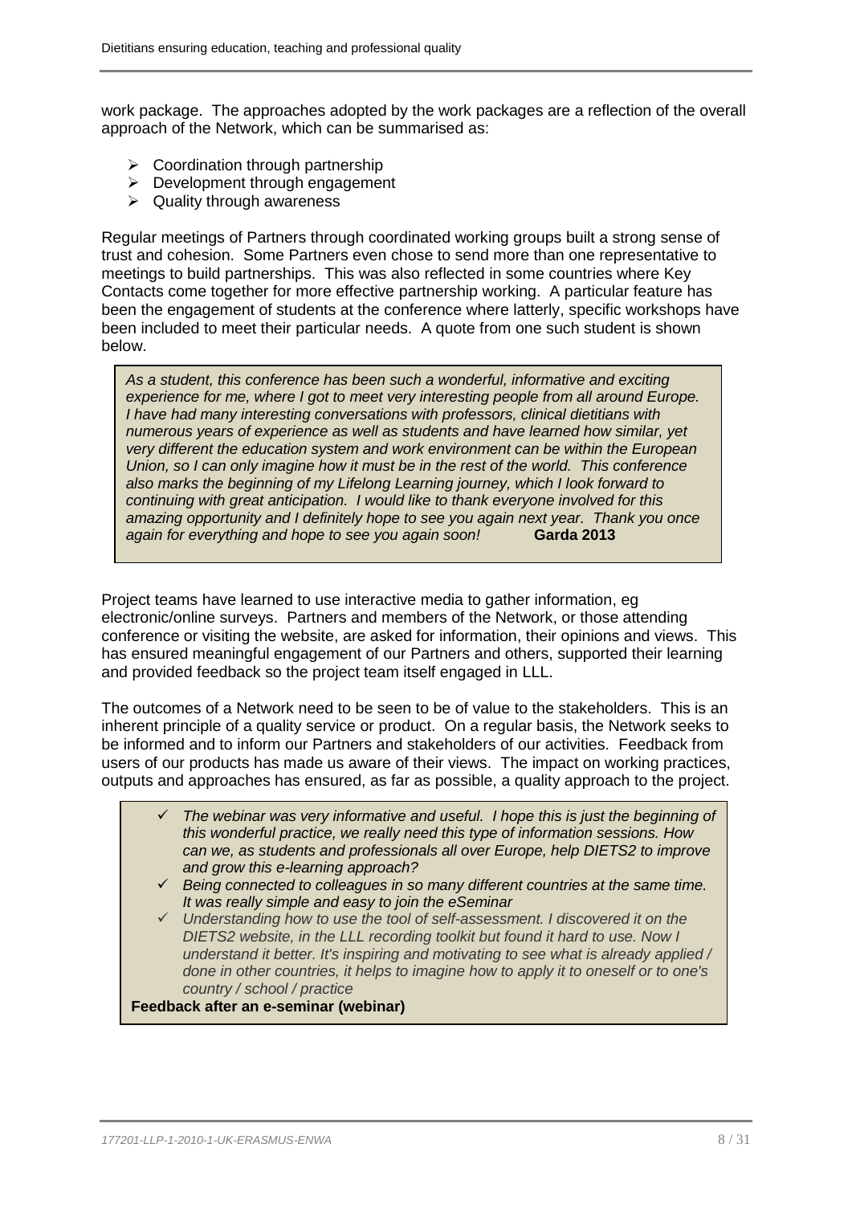work package. The approaches adopted by the work packages are a reflection of the overall approach of the Network, which can be summarised as:

- Coordination through partnership
- Development through engagement
- Quality through awareness

Regular meetings of Partners through coordinated working groups built a strong sense of trust and cohesion. Some Partners even chose to send more than one representative to meetings to build partnerships. This was also reflected in some countries where Key Contacts come together for more effective partnership working. A particular feature has been the engagement of students at the conference where latterly, specific workshops have been included to meet their particular needs. A quote from one such student is shown below.

> *As a student, this conference has been such a wonderful, informative and exciting experience for me, where I got to meet very interesting people from all around Europe. I have had many interesting conversations with professors, clinical dietitians with numerous years of experience as well as students and have learned how similar, yet very different the education system and work environment can be within the European Union, so I can only imagine how it must be in the rest of the world. This conference also marks the beginning of my Lifelong Learning journey, which I look forward to continuing with great anticipation. I would like to thank everyone involved for this amazing opportunity and I definitely hope to see you again next year. Thank you once again for everything and hope to see you again soon!* **Garda 2013**

Project teams have learned to use interactive media to gather information, eg electronic/online surveys. Partners and members of the Network, or those attending conference or visiting the website, are asked for information, their opinions and views. This has ensured meaningful engagement of our Partners and others, supported their learning and provided feedback so the project team itself engaged in LLL.

The outcomes of a Network need to be seen to be of value to the stakeholders. This is an inherent principle of a quality service or product. On a regular basis, the Network seeks to be informed and to inform our Partners and stakeholders of our activities. Feedback from users of our products has made us aware of their views. The impact on working practices, outputs and approaches has ensured, as far as possible, a quality approach to the project.

> - ✓ *The webinar was very informative and useful. I hope this is just the beginning of this wonderful practice, we really need this type of information sessions. How can we, as students and professionals all over Europe, help DIETS2 to improve and grow this e-learning approach?*
> - ✓ *Being connected to colleagues in so many different countries at the same time. It was really simple and easy to join the eSeminar*
> - ✓ *Understanding how to use the tool of self-assessment. I discovered it on the DIETS2 website, in the LLL recording toolkit but found it hard to use. Now I understand it better. It's inspiring and motivating to see what is already applied / done in other countries, it helps to imagine how to apply it to oneself or to one's country / school / practice*
>
> **Feedback after an e-seminar (webinar)**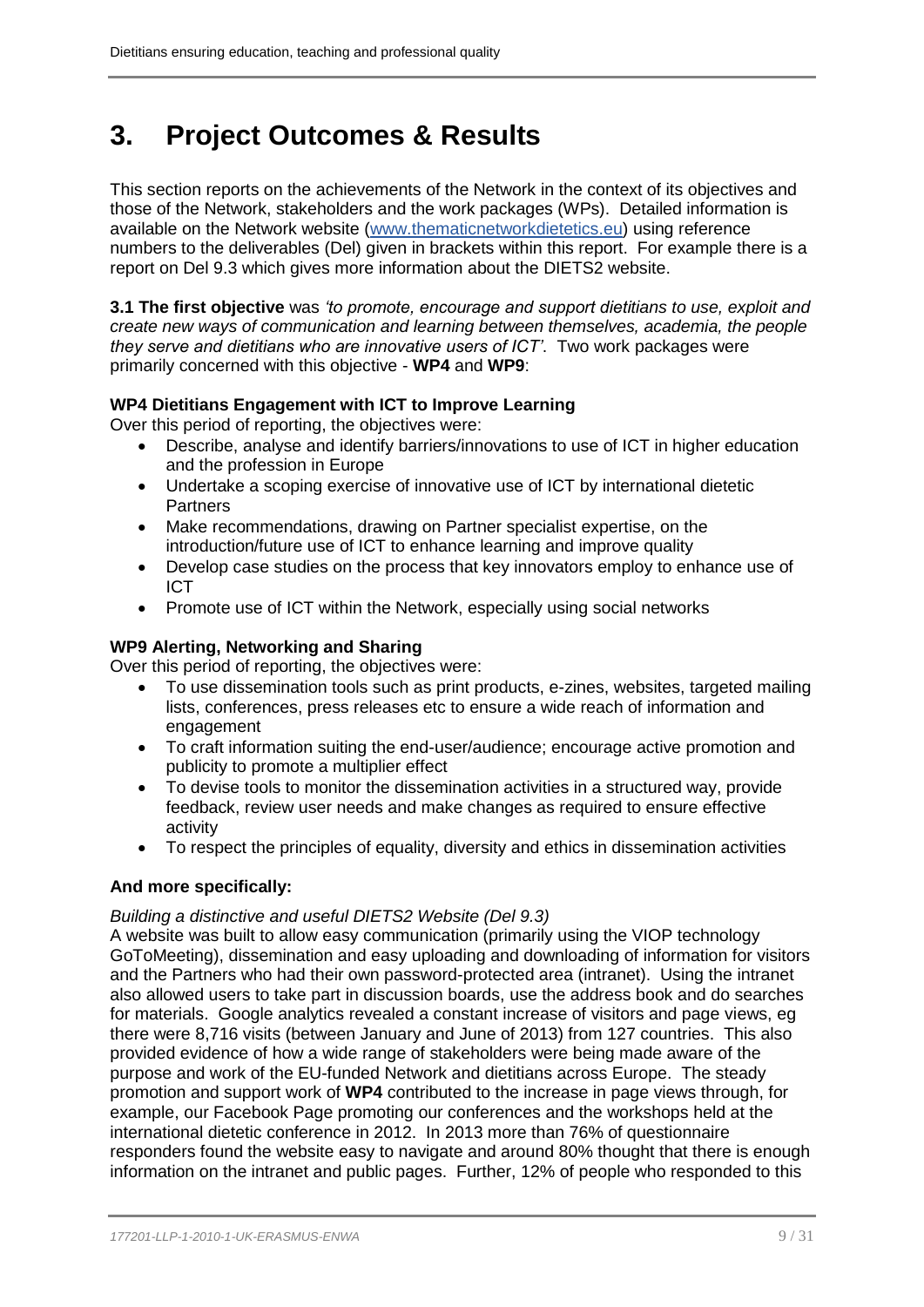# 3. Project Outcomes & Results

This section reports on the achievements of the Network in the context of its objectives and those of the Network, stakeholders and the work packages (WPs). Detailed information is available on the Network website (www.thematicnetworkdietetics.eu) using reference numbers to the deliverables (Del) given in brackets within this report. For example there is a report on Del 9.3 which gives more information about the DIETS2 website.

**3.1 The first objective** was *'to promote, encourage and support dietitians to use, exploit and create new ways of communication and learning between themselves, academia, the people they serve and dietitians who are innovative users of ICT'*. Two work packages were primarily concerned with this objective - **WP4** and **WP9**:

**WP4 Dietitians Engagement with ICT to Improve Learning**

Over this period of reporting, the objectives were:

- Describe, analyse and identify barriers/innovations to use of ICT in higher education and the profession in Europe
- Undertake a scoping exercise of innovative use of ICT by international dietetic Partners
- Make recommendations, drawing on Partner specialist expertise, on the introduction/future use of ICT to enhance learning and improve quality
- Develop case studies on the process that key innovators employ to enhance use of ICT
- Promote use of ICT within the Network, especially using social networks

**WP9 Alerting, Networking and Sharing**

Over this period of reporting, the objectives were:

- To use dissemination tools such as print products, e-zines, websites, targeted mailing lists, conferences, press releases etc to ensure a wide reach of information and engagement
- To craft information suiting the end-user/audience; encourage active promotion and publicity to promote a multiplier effect
- To devise tools to monitor the dissemination activities in a structured way, provide feedback, review user needs and make changes as required to ensure effective activity
- To respect the principles of equality, diversity and ethics in dissemination activities

**And more specifically:**

*Building a distinctive and useful DIETS2 Website (Del 9.3)*

A website was built to allow easy communication (primarily using the VIOP technology GoToMeeting), dissemination and easy uploading and downloading of information for visitors and the Partners who had their own password-protected area (intranet). Using the intranet also allowed users to take part in discussion boards, use the address book and do searches for materials. Google analytics revealed a constant increase of visitors and page views, eg there were 8,716 visits (between January and June of 2013) from 127 countries. This also provided evidence of how a wide range of stakeholders were being made aware of the purpose and work of the EU-funded Network and dietitians across Europe. The steady promotion and support work of **WP4** contributed to the increase in page views through, for example, our Facebook Page promoting our conferences and the workshops held at the international dietetic conference in 2012. In 2013 more than 76% of questionnaire responders found the website easy to navigate and around 80% thought that there is enough information on the intranet and public pages. Further, 12% of people who responded to this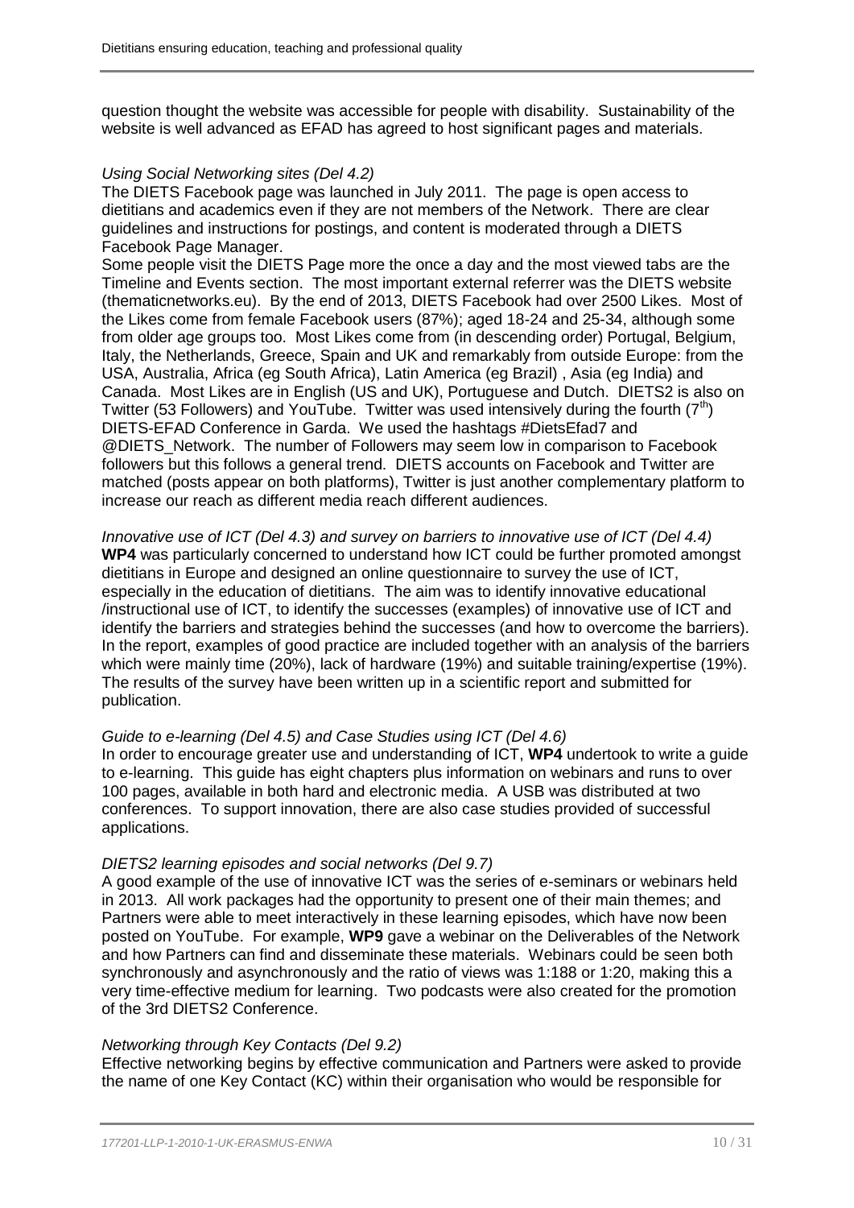question thought the website was accessible for people with disability. Sustainability of the website is well advanced as EFAD has agreed to host significant pages and materials.

*Using Social Networking sites (Del 4.2)*

The DIETS Facebook page was launched in July 2011. The page is open access to dietitians and academics even if they are not members of the Network. There are clear guidelines and instructions for postings, and content is moderated through a DIETS Facebook Page Manager.

Some people visit the DIETS Page more the once a day and the most viewed tabs are the Timeline and Events section. The most important external referrer was the DIETS website (thematicnetworks.eu). By the end of 2013, DIETS Facebook had over 2500 Likes. Most of the Likes come from female Facebook users (87%); aged 18-24 and 25-34, although some from older age groups too. Most Likes come from (in descending order) Portugal, Belgium, Italy, the Netherlands, Greece, Spain and UK and remarkably from outside Europe: from the USA, Australia, Africa (eg South Africa), Latin America (eg Brazil) , Asia (eg India) and Canada. Most Likes are in English (US and UK), Portuguese and Dutch. DIETS2 is also on Twitter (53 Followers) and YouTube. Twitter was used intensively during the fourth (7th) DIETS-EFAD Conference in Garda. We used the hashtags #DietsEfad7 and @DIETS_Network. The number of Followers may seem low in comparison to Facebook followers but this follows a general trend. DIETS accounts on Facebook and Twitter are matched (posts appear on both platforms), Twitter is just another complementary platform to increase our reach as different media reach different audiences.

*Innovative use of ICT (Del 4.3) and survey on barriers to innovative use of ICT (Del 4.4)*

**WP4** was particularly concerned to understand how ICT could be further promoted amongst dietitians in Europe and designed an online questionnaire to survey the use of ICT, especially in the education of dietitians. The aim was to identify innovative educational /instructional use of ICT, to identify the successes (examples) of innovative use of ICT and identify the barriers and strategies behind the successes (and how to overcome the barriers). In the report, examples of good practice are included together with an analysis of the barriers which were mainly time (20%), lack of hardware (19%) and suitable training/expertise (19%). The results of the survey have been written up in a scientific report and submitted for publication.

*Guide to e-learning (Del 4.5) and Case Studies using ICT (Del 4.6)*

In order to encourage greater use and understanding of ICT, **WP4** undertook to write a guide to e-learning. This guide has eight chapters plus information on webinars and runs to over 100 pages, available in both hard and electronic media. A USB was distributed at two conferences. To support innovation, there are also case studies provided of successful applications.

*DIETS2 learning episodes and social networks (Del 9.7)*

A good example of the use of innovative ICT was the series of e-seminars or webinars held in 2013. All work packages had the opportunity to present one of their main themes; and Partners were able to meet interactively in these learning episodes, which have now been posted on YouTube. For example, **WP9** gave a webinar on the Deliverables of the Network and how Partners can find and disseminate these materials. Webinars could be seen both synchronously and asynchronously and the ratio of views was 1:188 or 1:20, making this a very time-effective medium for learning. Two podcasts were also created for the promotion of the 3rd DIETS2 Conference.

*Networking through Key Contacts (Del 9.2)*

Effective networking begins by effective communication and Partners were asked to provide the name of one Key Contact (KC) within their organisation who would be responsible for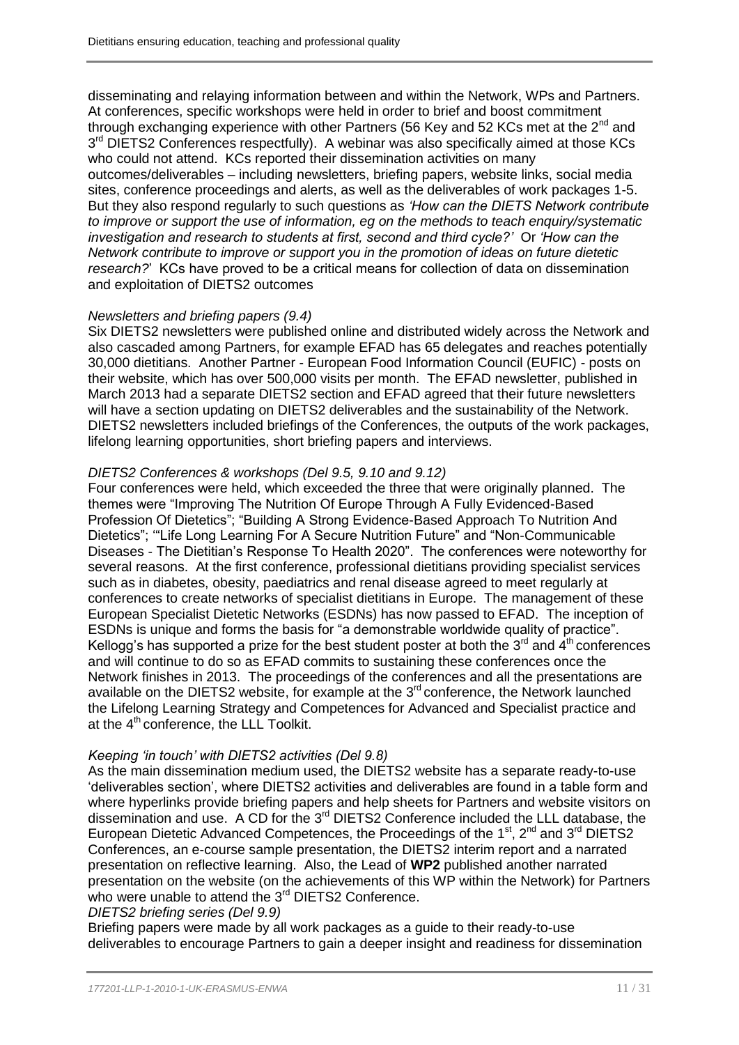disseminating and relaying information between and within the Network, WPs and Partners. At conferences, specific workshops were held in order to brief and boost commitment through exchanging experience with other Partners (56 Key and 52 KCs met at the 2nd and 3rd DIETS2 Conferences respectfully). A webinar was also specifically aimed at those KCs who could not attend. KCs reported their dissemination activities on many outcomes/deliverables – including newsletters, briefing papers, website links, social media sites, conference proceedings and alerts, as well as the deliverables of work packages 1-5. But they also respond regularly to such questions as *'How can the DIETS Network contribute to improve or support the use of information, eg on the methods to teach enquiry/systematic investigation and research to students at first, second and third cycle?'* Or *'How can the Network contribute to improve or support you in the promotion of ideas on future dietetic research?*' KCs have proved to be a critical means for collection of data on dissemination and exploitation of DIETS2 outcomes

*Newsletters and briefing papers (9.4)*

Six DIETS2 newsletters were published online and distributed widely across the Network and also cascaded among Partners, for example EFAD has 65 delegates and reaches potentially 30,000 dietitians. Another Partner - European Food Information Council (EUFIC) - posts on their website, which has over 500,000 visits per month. The EFAD newsletter, published in March 2013 had a separate DIETS2 section and EFAD agreed that their future newsletters will have a section updating on DIETS2 deliverables and the sustainability of the Network. DIETS2 newsletters included briefings of the Conferences, the outputs of the work packages, lifelong learning opportunities, short briefing papers and interviews.

*DIETS2 Conferences & workshops (Del 9.5, 9.10 and 9.12)*

Four conferences were held, which exceeded the three that were originally planned. The themes were "Improving The Nutrition Of Europe Through A Fully Evidenced-Based Profession Of Dietetics"; "Building A Strong Evidence-Based Approach To Nutrition And Dietetics"; '"Life Long Learning For A Secure Nutrition Future" and "Non-Communicable Diseases - The Dietitian's Response To Health 2020". The conferences were noteworthy for several reasons. At the first conference, professional dietitians providing specialist services such as in diabetes, obesity, paediatrics and renal disease agreed to meet regularly at conferences to create networks of specialist dietitians in Europe. The management of these European Specialist Dietetic Networks (ESDNs) has now passed to EFAD. The inception of ESDNs is unique and forms the basis for "a demonstrable worldwide quality of practice". Kellogg's has supported a prize for the best student poster at both the 3rd and 4th conferences and will continue to do so as EFAD commits to sustaining these conferences once the Network finishes in 2013. The proceedings of the conferences and all the presentations are available on the DIETS2 website, for example at the 3rd conference, the Network launched the Lifelong Learning Strategy and Competences for Advanced and Specialist practice and at the 4th conference, the LLL Toolkit.

*Keeping 'in touch' with DIETS2 activities (Del 9.8)*

As the main dissemination medium used, the DIETS2 website has a separate ready-to-use 'deliverables section', where DIETS2 activities and deliverables are found in a table form and where hyperlinks provide briefing papers and help sheets for Partners and website visitors on dissemination and use. A CD for the 3rd DIETS2 Conference included the LLL database, the European Dietetic Advanced Competences, the Proceedings of the 1st, 2nd and 3rd DIETS2 Conferences, an e-course sample presentation, the DIETS2 interim report and a narrated presentation on reflective learning. Also, the Lead of **WP2** published another narrated presentation on the website (on the achievements of this WP within the Network) for Partners who were unable to attend the 3rd DIETS2 Conference.

*DIETS2 briefing series (Del 9.9)*

Briefing papers were made by all work packages as a guide to their ready-to-use deliverables to encourage Partners to gain a deeper insight and readiness for dissemination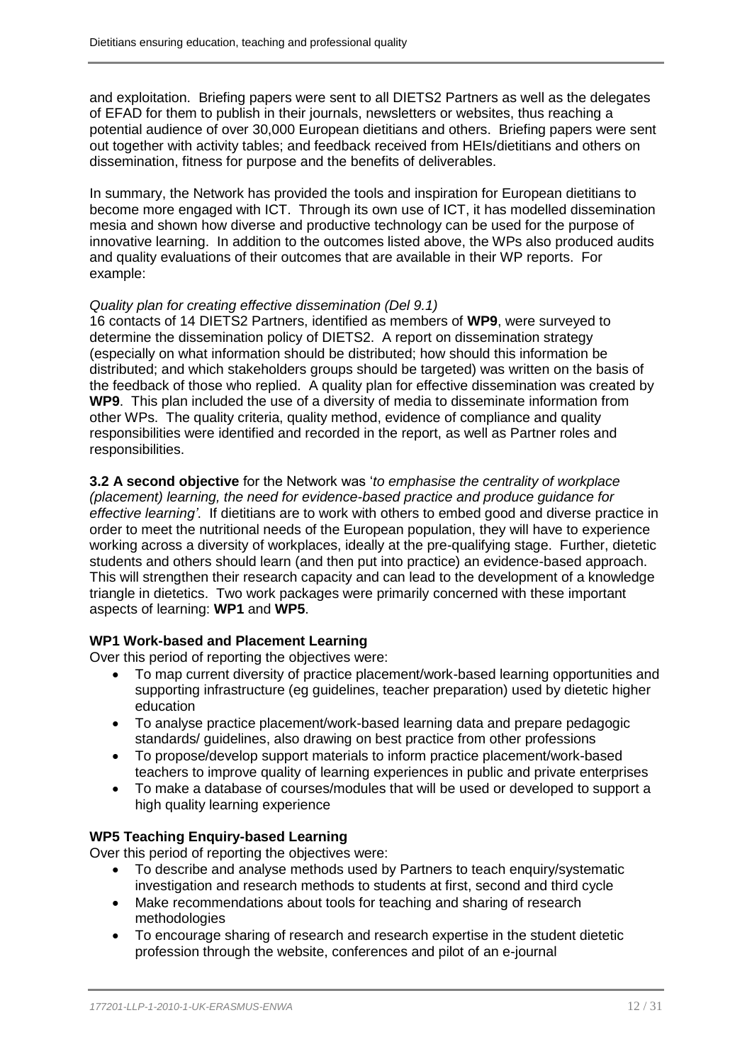and exploitation. Briefing papers were sent to all DIETS2 Partners as well as the delegates of EFAD for them to publish in their journals, newsletters or websites, thus reaching a potential audience of over 30,000 European dietitians and others. Briefing papers were sent out together with activity tables; and feedback received from HEIs/dietitians and others on dissemination, fitness for purpose and the benefits of deliverables.

In summary, the Network has provided the tools and inspiration for European dietitians to become more engaged with ICT. Through its own use of ICT, it has modelled dissemination mesia and shown how diverse and productive technology can be used for the purpose of innovative learning. In addition to the outcomes listed above, the WPs also produced audits and quality evaluations of their outcomes that are available in their WP reports. For example:

*Quality plan for creating effective dissemination (Del 9.1)*
16 contacts of 14 DIETS2 Partners, identified as members of **WP9**, were surveyed to determine the dissemination policy of DIETS2. A report on dissemination strategy (especially on what information should be distributed; how should this information be distributed; and which stakeholders groups should be targeted) was written on the basis of the feedback of those who replied. A quality plan for effective dissemination was created by **WP9**. This plan included the use of a diversity of media to disseminate information from other WPs. The quality criteria, quality method, evidence of compliance and quality responsibilities were identified and recorded in the report, as well as Partner roles and responsibilities.

**3.2 A second objective** for the Network was '*to emphasise the centrality of workplace (placement) learning, the need for evidence-based practice and produce guidance for effective learning'*. If dietitians are to work with others to embed good and diverse practice in order to meet the nutritional needs of the European population, they will have to experience working across a diversity of workplaces, ideally at the pre-qualifying stage. Further, dietetic students and others should learn (and then put into practice) an evidence-based approach. This will strengthen their research capacity and can lead to the development of a knowledge triangle in dietetics. Two work packages were primarily concerned with these important aspects of learning: **WP1** and **WP5**.

**WP1 Work-based and Placement Learning**
Over this period of reporting the objectives were:

- To map current diversity of practice placement/work-based learning opportunities and supporting infrastructure (eg guidelines, teacher preparation) used by dietetic higher education
- To analyse practice placement/work-based learning data and prepare pedagogic standards/ guidelines, also drawing on best practice from other professions
- To propose/develop support materials to inform practice placement/work-based teachers to improve quality of learning experiences in public and private enterprises
- To make a database of courses/modules that will be used or developed to support a high quality learning experience

**WP5 Teaching Enquiry-based Learning**
Over this period of reporting the objectives were:

- To describe and analyse methods used by Partners to teach enquiry/systematic investigation and research methods to students at first, second and third cycle
- Make recommendations about tools for teaching and sharing of research methodologies
- To encourage sharing of research and research expertise in the student dietetic profession through the website, conferences and pilot of an e-journal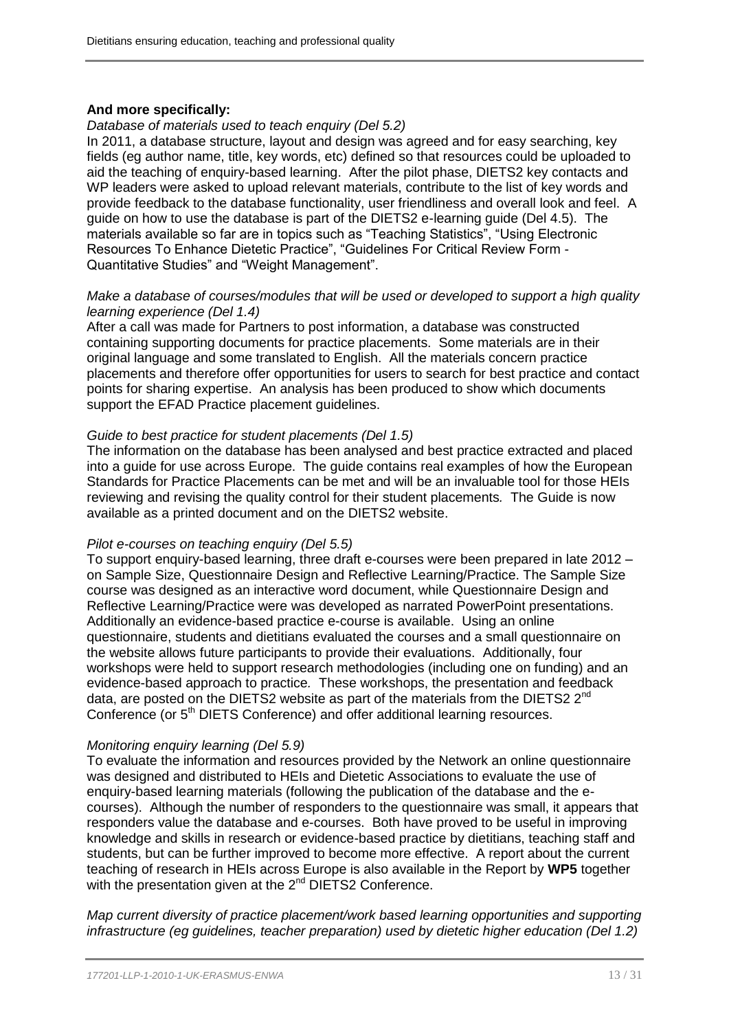**And more specifically:**

*Database of materials used to teach enquiry (Del 5.2)*

In 2011, a database structure, layout and design was agreed and for easy searching, key fields (eg author name, title, key words, etc) defined so that resources could be uploaded to aid the teaching of enquiry-based learning. After the pilot phase, DIETS2 key contacts and WP leaders were asked to upload relevant materials, contribute to the list of key words and provide feedback to the database functionality, user friendliness and overall look and feel. A guide on how to use the database is part of the DIETS2 e-learning guide (Del 4.5). The materials available so far are in topics such as "Teaching Statistics", "Using Electronic Resources To Enhance Dietetic Practice", "Guidelines For Critical Review Form - Quantitative Studies" and "Weight Management".

*Make a database of courses/modules that will be used or developed to support a high quality learning experience (Del 1.4)*

After a call was made for Partners to post information, a database was constructed containing supporting documents for practice placements. Some materials are in their original language and some translated to English. All the materials concern practice placements and therefore offer opportunities for users to search for best practice and contact points for sharing expertise. An analysis has been produced to show which documents support the EFAD Practice placement guidelines.

*Guide to best practice for student placements (Del 1.5)*

The information on the database has been analysed and best practice extracted and placed into a guide for use across Europe. The guide contains real examples of how the European Standards for Practice Placements can be met and will be an invaluable tool for those HEIs reviewing and revising the quality control for their student placements*.* The Guide is now available as a printed document and on the DIETS2 website.

*Pilot e-courses on teaching enquiry (Del 5.5)*

To support enquiry-based learning, three draft e-courses were been prepared in late 2012 – on Sample Size, Questionnaire Design and Reflective Learning/Practice. The Sample Size course was designed as an interactive word document, while Questionnaire Design and Reflective Learning/Practice were was developed as narrated PowerPoint presentations. Additionally an evidence-based practice e-course is available. Using an online questionnaire, students and dietitians evaluated the courses and a small questionnaire on the website allows future participants to provide their evaluations. Additionally, four workshops were held to support research methodologies (including one on funding) and an evidence-based approach to practice*.* These workshops, the presentation and feedback data, are posted on the DIETS2 website as part of the materials from the DIETS2 2nd Conference (or 5th DIETS Conference) and offer additional learning resources.

*Monitoring enquiry learning (Del 5.9)*

To evaluate the information and resources provided by the Network an online questionnaire was designed and distributed to HEIs and Dietetic Associations to evaluate the use of enquiry-based learning materials (following the publication of the database and the e-courses). Although the number of responders to the questionnaire was small, it appears that responders value the database and e-courses. Both have proved to be useful in improving knowledge and skills in research or evidence-based practice by dietitians, teaching staff and students, but can be further improved to become more effective. A report about the current teaching of research in HEIs across Europe is also available in the Report by **WP5** together with the presentation given at the 2nd DIETS2 Conference.

*Map current diversity of practice placement/work based learning opportunities and supporting infrastructure (eg guidelines, teacher preparation) used by dietetic higher education (Del 1.2)*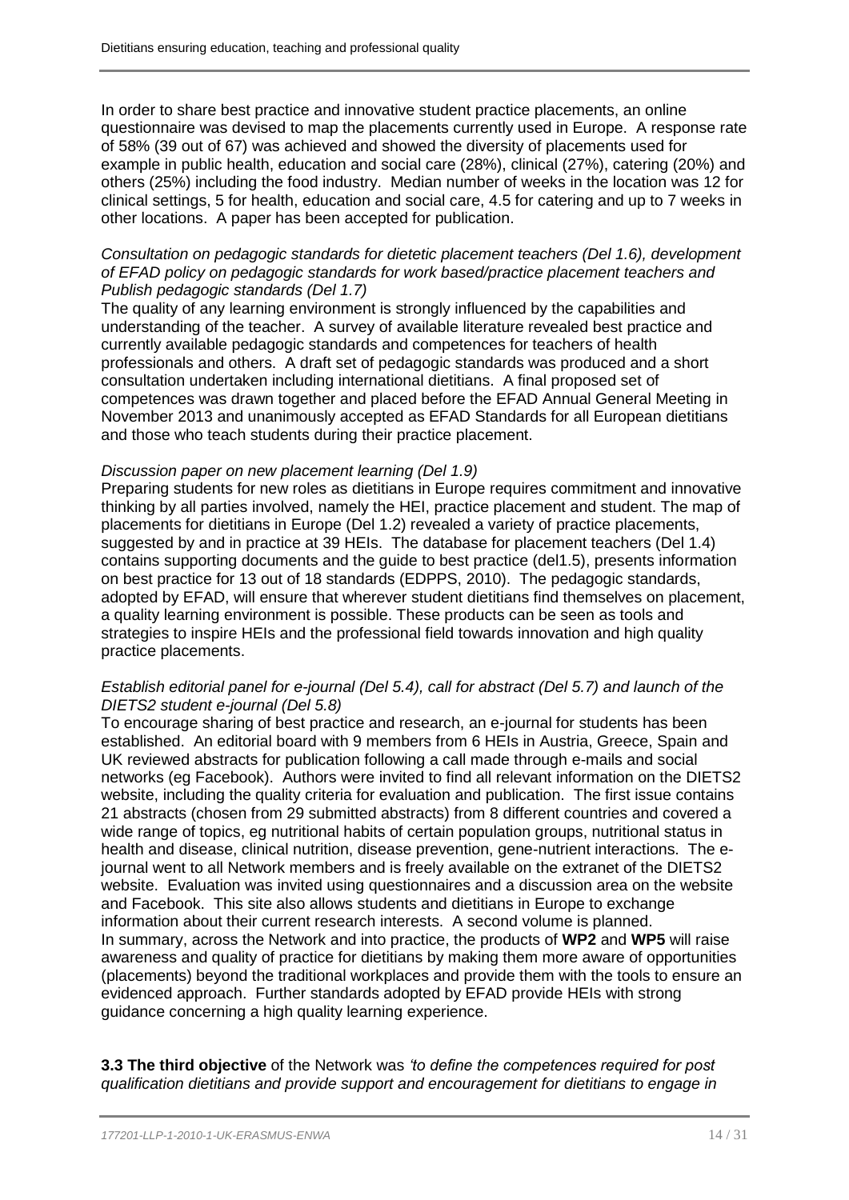In order to share best practice and innovative student practice placements, an online questionnaire was devised to map the placements currently used in Europe. A response rate of 58% (39 out of 67) was achieved and showed the diversity of placements used for example in public health, education and social care (28%), clinical (27%), catering (20%) and others (25%) including the food industry. Median number of weeks in the location was 12 for clinical settings, 5 for health, education and social care, 4.5 for catering and up to 7 weeks in other locations. A paper has been accepted for publication.

*Consultation on pedagogic standards for dietetic placement teachers (Del 1.6), development of EFAD policy on pedagogic standards for work based/practice placement teachers and Publish pedagogic standards (Del 1.7)*

The quality of any learning environment is strongly influenced by the capabilities and understanding of the teacher. A survey of available literature revealed best practice and currently available pedagogic standards and competences for teachers of health professionals and others. A draft set of pedagogic standards was produced and a short consultation undertaken including international dietitians. A final proposed set of competences was drawn together and placed before the EFAD Annual General Meeting in November 2013 and unanimously accepted as EFAD Standards for all European dietitians and those who teach students during their practice placement.

*Discussion paper on new placement learning (Del 1.9)*

Preparing students for new roles as dietitians in Europe requires commitment and innovative thinking by all parties involved, namely the HEI, practice placement and student. The map of placements for dietitians in Europe (Del 1.2) revealed a variety of practice placements, suggested by and in practice at 39 HEIs. The database for placement teachers (Del 1.4) contains supporting documents and the guide to best practice (del1.5), presents information on best practice for 13 out of 18 standards (EDPPS, 2010). The pedagogic standards, adopted by EFAD, will ensure that wherever student dietitians find themselves on placement, a quality learning environment is possible. These products can be seen as tools and strategies to inspire HEIs and the professional field towards innovation and high quality practice placements.

*Establish editorial panel for e-journal (Del 5.4), call for abstract (Del 5.7) and launch of the DIETS2 student e-journal (Del 5.8)*

To encourage sharing of best practice and research, an e-journal for students has been established. An editorial board with 9 members from 6 HEIs in Austria, Greece, Spain and UK reviewed abstracts for publication following a call made through e-mails and social networks (eg Facebook). Authors were invited to find all relevant information on the DIETS2 website, including the quality criteria for evaluation and publication. The first issue contains 21 abstracts (chosen from 29 submitted abstracts) from 8 different countries and covered a wide range of topics, eg nutritional habits of certain population groups, nutritional status in health and disease, clinical nutrition, disease prevention, gene-nutrient interactions. The e-journal went to all Network members and is freely available on the extranet of the DIETS2 website. Evaluation was invited using questionnaires and a discussion area on the website and Facebook. This site also allows students and dietitians in Europe to exchange information about their current research interests. A second volume is planned.

In summary, across the Network and into practice, the products of **WP2** and **WP5** will raise awareness and quality of practice for dietitians by making them more aware of opportunities (placements) beyond the traditional workplaces and provide them with the tools to ensure an evidenced approach. Further standards adopted by EFAD provide HEIs with strong guidance concerning a high quality learning experience.

**3.3 The third objective** of the Network was *'to define the competences required for post qualification dietitians and provide support and encouragement for dietitians to engage in*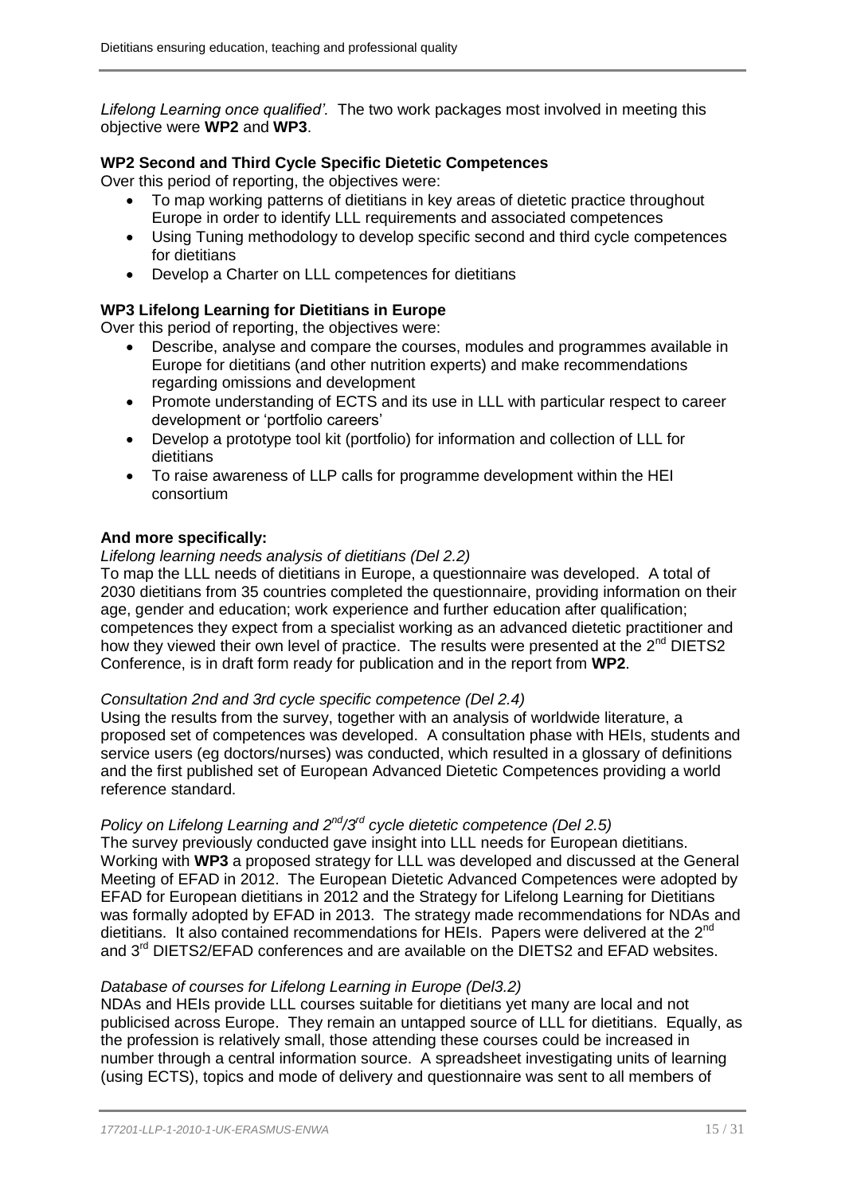*Lifelong Learning once qualified'.* The two work packages most involved in meeting this objective were **WP2** and **WP3**.

**WP2 Second and Third Cycle Specific Dietetic Competences**

Over this period of reporting, the objectives were:

- To map working patterns of dietitians in key areas of dietetic practice throughout Europe in order to identify LLL requirements and associated competences
- Using Tuning methodology to develop specific second and third cycle competences for dietitians
- Develop a Charter on LLL competences for dietitians

**WP3 Lifelong Learning for Dietitians in Europe**

Over this period of reporting, the objectives were:

- Describe, analyse and compare the courses, modules and programmes available in Europe for dietitians (and other nutrition experts) and make recommendations regarding omissions and development
- Promote understanding of ECTS and its use in LLL with particular respect to career development or 'portfolio careers'
- Develop a prototype tool kit (portfolio) for information and collection of LLL for dietitians
- To raise awareness of LLP calls for programme development within the HEI consortium

**And more specifically:**

*Lifelong learning needs analysis of dietitians (Del 2.2)*

To map the LLL needs of dietitians in Europe, a questionnaire was developed. A total of 2030 dietitians from 35 countries completed the questionnaire, providing information on their age, gender and education; work experience and further education after qualification; competences they expect from a specialist working as an advanced dietetic practitioner and how they viewed their own level of practice. The results were presented at the 2nd DIETS2 Conference, is in draft form ready for publication and in the report from **WP2**.

*Consultation 2nd and 3rd cycle specific competence (Del 2.4)*

Using the results from the survey, together with an analysis of worldwide literature, a proposed set of competences was developed. A consultation phase with HEIs, students and service users (eg doctors/nurses) was conducted, which resulted in a glossary of definitions and the first published set of European Advanced Dietetic Competences providing a world reference standard.

*Policy on Lifelong Learning and 2nd/3rd cycle dietetic competence (Del 2.5)*

The survey previously conducted gave insight into LLL needs for European dietitians. Working with **WP3** a proposed strategy for LLL was developed and discussed at the General Meeting of EFAD in 2012. The European Dietetic Advanced Competences were adopted by EFAD for European dietitians in 2012 and the Strategy for Lifelong Learning for Dietitians was formally adopted by EFAD in 2013. The strategy made recommendations for NDAs and dietitians. It also contained recommendations for HEIs. Papers were delivered at the 2nd and 3rd DIETS2/EFAD conferences and are available on the DIETS2 and EFAD websites.

*Database of courses for Lifelong Learning in Europe (Del3.2)*

NDAs and HEIs provide LLL courses suitable for dietitians yet many are local and not publicised across Europe. They remain an untapped source of LLL for dietitians. Equally, as the profession is relatively small, those attending these courses could be increased in number through a central information source. A spreadsheet investigating units of learning (using ECTS), topics and mode of delivery and questionnaire was sent to all members of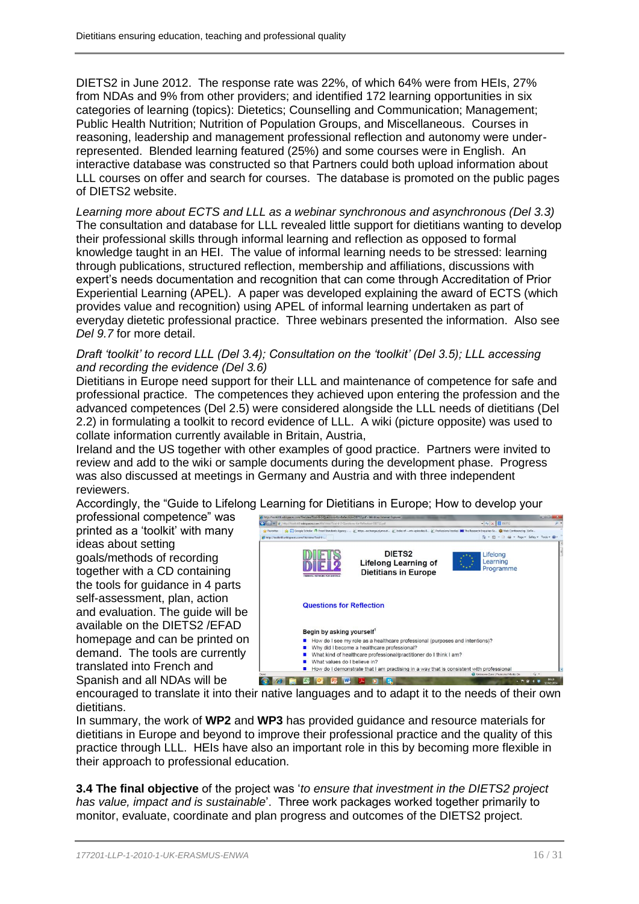DIETS2 in June 2012. The response rate was 22%, of which 64% were from HEIs, 27% from NDAs and 9% from other providers; and identified 172 learning opportunities in six categories of learning (topics): Dietetics; Counselling and Communication; Management; Public Health Nutrition; Nutrition of Population Groups, and Miscellaneous. Courses in reasoning, leadership and management professional reflection and autonomy were under-represented. Blended learning featured (25%) and some courses were in English. An interactive database was constructed so that Partners could both upload information about LLL courses on offer and search for courses. The database is promoted on the public pages of DIETS2 website.

*Learning more about ECTS and LLL as a webinar synchronous and asynchronous (Del 3.3)*
The consultation and database for LLL revealed little support for dietitians wanting to develop their professional skills through informal learning and reflection as opposed to formal knowledge taught in an HEI. The value of informal learning needs to be stressed: learning through publications, structured reflection, membership and affiliations, discussions with expert's needs documentation and recognition that can come through Accreditation of Prior Experiential Learning (APEL). A paper was developed explaining the award of ECTS (which provides value and recognition) using APEL of informal learning undertaken as part of everyday dietetic professional practice. Three webinars presented the information. Also see *Del 9.7* for more detail.

*Draft 'toolkit' to record LLL (Del 3.4); Consultation on the 'toolkit' (Del 3.5); LLL accessing and recording the evidence (Del 3.6)*
Dietitians in Europe need support for their LLL and maintenance of competence for safe and professional practice. The competences they achieved upon entering the profession and the advanced competences (Del 2.5) were considered alongside the LLL needs of dietitians (Del 2.2) in formulating a toolkit to record evidence of LLL. A wiki (picture opposite) was used to collate information currently available in Britain, Austria, Ireland and the US together with other examples of good practice. Partners were invited to review and add to the wiki or sample documents during the development phase. Progress was also discussed at meetings in Germany and Austria and with three independent reviewers.

Accordingly, the "Guide to Lifelong Learning for Dietitians in Europe; How to develop your professional competence" was printed as a 'toolkit' with many ideas about setting goals/methods of recording together with a CD containing the tools for guidance in 4 parts self-assessment, plan, action and evaluation. The guide will be available on the DIETS2 /EFAD homepage and can be printed on demand. The tools are currently translated into French and Spanish and all NDAs will be encouraged to translate it into their native languages and to adapt it to the needs of their own dietitians.

In summary, the work of **WP2** and **WP3** has provided guidance and resource materials for dietitians in Europe and beyond to improve their professional practice and the quality of this practice through LLL. HEIs have also an important role in this by becoming more flexible in their approach to professional education.

**3.4 The final objective** of the project was '*to ensure that investment in the DIETS2 project has value, impact and is sustainable*'. Three work packages worked together primarily to monitor, evaluate, coordinate and plan progress and outcomes of the DIETS2 project.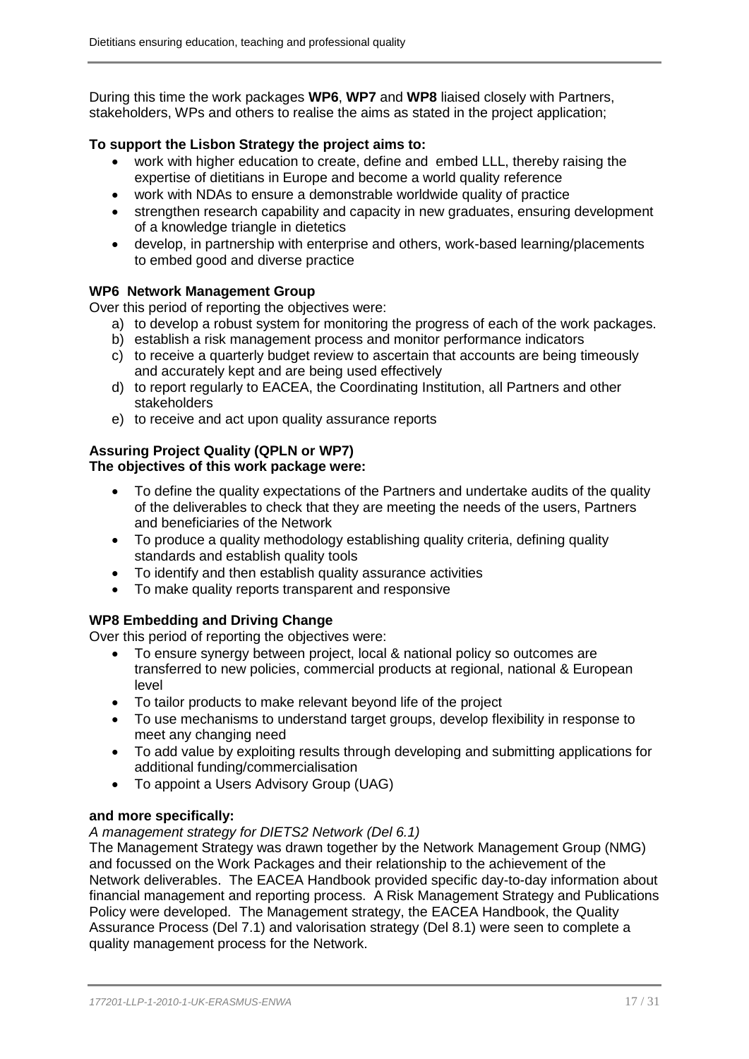During this time the work packages **WP6**, **WP7** and **WP8** liaised closely with Partners, stakeholders, WPs and others to realise the aims as stated in the project application;

**To support the Lisbon Strategy the project aims to:**

- work with higher education to create, define and embed LLL, thereby raising the expertise of dietitians in Europe and become a world quality reference
- work with NDAs to ensure a demonstrable worldwide quality of practice
- strengthen research capability and capacity in new graduates, ensuring development of a knowledge triangle in dietetics
- develop, in partnership with enterprise and others, work-based learning/placements to embed good and diverse practice

**WP6 Network Management Group**

Over this period of reporting the objectives were:

a) to develop a robust system for monitoring the progress of each of the work packages.
b) establish a risk management process and monitor performance indicators
c) to receive a quarterly budget review to ascertain that accounts are being timeously and accurately kept and are being used effectively
d) to report regularly to EACEA, the Coordinating Institution, all Partners and other stakeholders
e) to receive and act upon quality assurance reports

**Assuring Project Quality (QPLN or WP7)**
**The objectives of this work package were:**

- To define the quality expectations of the Partners and undertake audits of the quality of the deliverables to check that they are meeting the needs of the users, Partners and beneficiaries of the Network
- To produce a quality methodology establishing quality criteria, defining quality standards and establish quality tools
- To identify and then establish quality assurance activities
- To make quality reports transparent and responsive

**WP8 Embedding and Driving Change**

Over this period of reporting the objectives were:

- To ensure synergy between project, local & national policy so outcomes are transferred to new policies, commercial products at regional, national & European level
- To tailor products to make relevant beyond life of the project
- To use mechanisms to understand target groups, develop flexibility in response to meet any changing need
- To add value by exploiting results through developing and submitting applications for additional funding/commercialisation
- To appoint a Users Advisory Group (UAG)

**and more specifically:**

*A management strategy for DIETS2 Network (Del 6.1)*

The Management Strategy was drawn together by the Network Management Group (NMG) and focussed on the Work Packages and their relationship to the achievement of the Network deliverables. The EACEA Handbook provided specific day-to-day information about financial management and reporting process. A Risk Management Strategy and Publications Policy were developed. The Management strategy, the EACEA Handbook, the Quality Assurance Process (Del 7.1) and valorisation strategy (Del 8.1) were seen to complete a quality management process for the Network.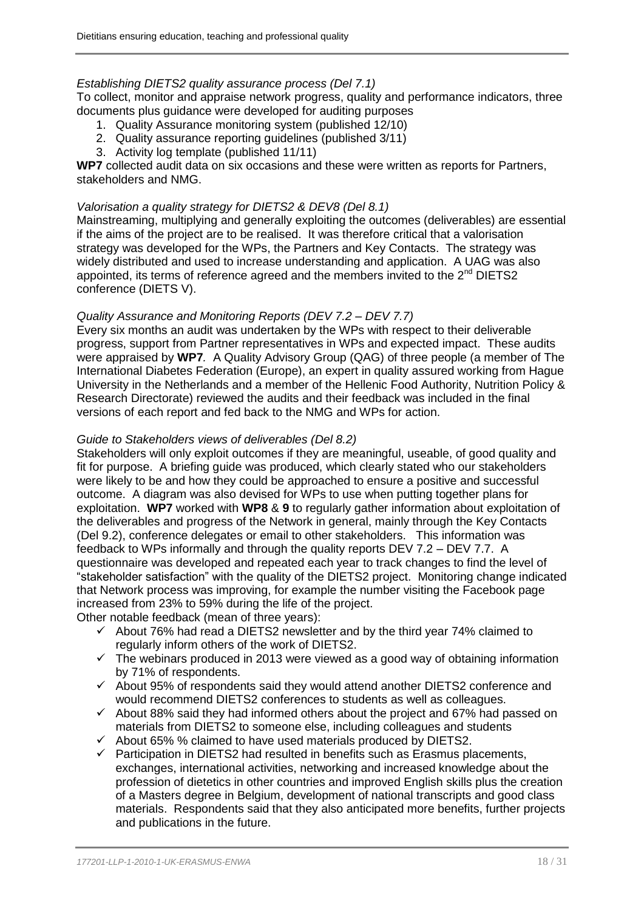*Establishing DIETS2 quality assurance process (Del 7.1)*

To collect, monitor and appraise network progress, quality and performance indicators, three documents plus guidance were developed for auditing purposes

1. Quality Assurance monitoring system (published 12/10)
2. Quality assurance reporting guidelines (published 3/11)
3. Activity log template (published 11/11)

**WP7** collected audit data on six occasions and these were written as reports for Partners, stakeholders and NMG.

*Valorisation a quality strategy for DIETS2 & DEV8 (Del 8.1)*

Mainstreaming, multiplying and generally exploiting the outcomes (deliverables) are essential if the aims of the project are to be realised. It was therefore critical that a valorisation strategy was developed for the WPs, the Partners and Key Contacts. The strategy was widely distributed and used to increase understanding and application. A UAG was also appointed, its terms of reference agreed and the members invited to the 2nd DIETS2 conference (DIETS V).

*Quality Assurance and Monitoring Reports (DEV 7.2 – DEV 7.7)*

Every six months an audit was undertaken by the WPs with respect to their deliverable progress, support from Partner representatives in WPs and expected impact. These audits were appraised by **WP7**. A Quality Advisory Group (QAG) of three people (a member of The International Diabetes Federation (Europe), an expert in quality assured working from Hague University in the Netherlands and a member of the Hellenic Food Authority, Nutrition Policy & Research Directorate) reviewed the audits and their feedback was included in the final versions of each report and fed back to the NMG and WPs for action.

*Guide to Stakeholders views of deliverables (Del 8.2)*

Stakeholders will only exploit outcomes if they are meaningful, useable, of good quality and fit for purpose. A briefing guide was produced, which clearly stated who our stakeholders were likely to be and how they could be approached to ensure a positive and successful outcome. A diagram was also devised for WPs to use when putting together plans for exploitation. **WP7** worked with **WP8** & **9** to regularly gather information about exploitation of the deliverables and progress of the Network in general, mainly through the Key Contacts (Del 9.2), conference delegates or email to other stakeholders. This information was feedback to WPs informally and through the quality reports DEV 7.2 – DEV 7.7. A questionnaire was developed and repeated each year to track changes to find the level of "stakeholder satisfaction" with the quality of the DIETS2 project. Monitoring change indicated that Network process was improving, for example the number visiting the Facebook page increased from 23% to 59% during the life of the project.

Other notable feedback (mean of three years):

- ✓ About 76% had read a DIETS2 newsletter and by the third year 74% claimed to regularly inform others of the work of DIETS2.
- ✓ The webinars produced in 2013 were viewed as a good way of obtaining information by 71% of respondents.
- ✓ About 95% of respondents said they would attend another DIETS2 conference and would recommend DIETS2 conferences to students as well as colleagues.
- ✓ About 88% said they had informed others about the project and 67% had passed on materials from DIETS2 to someone else, including colleagues and students
- ✓ About 65% % claimed to have used materials produced by DIETS2.
- ✓ Participation in DIETS2 had resulted in benefits such as Erasmus placements, exchanges, international activities, networking and increased knowledge about the profession of dietetics in other countries and improved English skills plus the creation of a Masters degree in Belgium, development of national transcripts and good class materials. Respondents said that they also anticipated more benefits, further projects and publications in the future.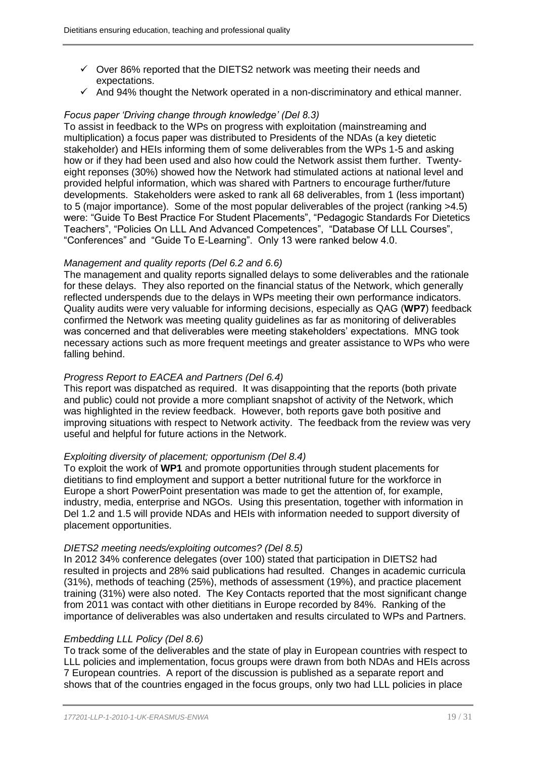- ✓ Over 86% reported that the DIETS2 network was meeting their needs and expectations.
- ✓ And 94% thought the Network operated in a non-discriminatory and ethical manner.

*Focus paper 'Driving change through knowledge' (Del 8.3)*

To assist in feedback to the WPs on progress with exploitation (mainstreaming and multiplication) a focus paper was distributed to Presidents of the NDAs (a key dietetic stakeholder) and HEIs informing them of some deliverables from the WPs 1-5 and asking how or if they had been used and also how could the Network assist them further. Twenty-eight reponses (30%) showed how the Network had stimulated actions at national level and provided helpful information, which was shared with Partners to encourage further/future developments. Stakeholders were asked to rank all 68 deliverables, from 1 (less important) to 5 (major importance). Some of the most popular deliverables of the project (ranking >4.5) were: "Guide To Best Practice For Student Placements", "Pedagogic Standards For Dietetics Teachers", "Policies On LLL And Advanced Competences", "Database Of LLL Courses", "Conferences" and "Guide To E-Learning". Only 13 were ranked below 4.0.

*Management and quality reports (Del 6.2 and 6.6)*

The management and quality reports signalled delays to some deliverables and the rationale for these delays. They also reported on the financial status of the Network, which generally reflected underspends due to the delays in WPs meeting their own performance indicators. Quality audits were very valuable for informing decisions, especially as QAG (**WP7**) feedback confirmed the Network was meeting quality guidelines as far as monitoring of deliverables was concerned and that deliverables were meeting stakeholders' expectations. MNG took necessary actions such as more frequent meetings and greater assistance to WPs who were falling behind.

*Progress Report to EACEA and Partners (Del 6.4)*

This report was dispatched as required. It was disappointing that the reports (both private and public) could not provide a more compliant snapshot of activity of the Network, which was highlighted in the review feedback. However, both reports gave both positive and improving situations with respect to Network activity. The feedback from the review was very useful and helpful for future actions in the Network.

*Exploiting diversity of placement; opportunism (Del 8.4)*

To exploit the work of **WP1** and promote opportunities through student placements for dietitians to find employment and support a better nutritional future for the workforce in Europe a short PowerPoint presentation was made to get the attention of, for example, industry, media, enterprise and NGOs. Using this presentation, together with information in Del 1.2 and 1.5 will provide NDAs and HEIs with information needed to support diversity of placement opportunities.

*DIETS2 meeting needs/exploiting outcomes? (Del 8.5)*

In 2012 34% conference delegates (over 100) stated that participation in DIETS2 had resulted in projects and 28% said publications had resulted. Changes in academic curricula (31%), methods of teaching (25%), methods of assessment (19%), and practice placement training (31%) were also noted. The Key Contacts reported that the most significant change from 2011 was contact with other dietitians in Europe recorded by 84%. Ranking of the importance of deliverables was also undertaken and results circulated to WPs and Partners.

*Embedding LLL Policy (Del 8.6)*

To track some of the deliverables and the state of play in European countries with respect to LLL policies and implementation, focus groups were drawn from both NDAs and HEIs across 7 European countries. A report of the discussion is published as a separate report and shows that of the countries engaged in the focus groups, only two had LLL policies in place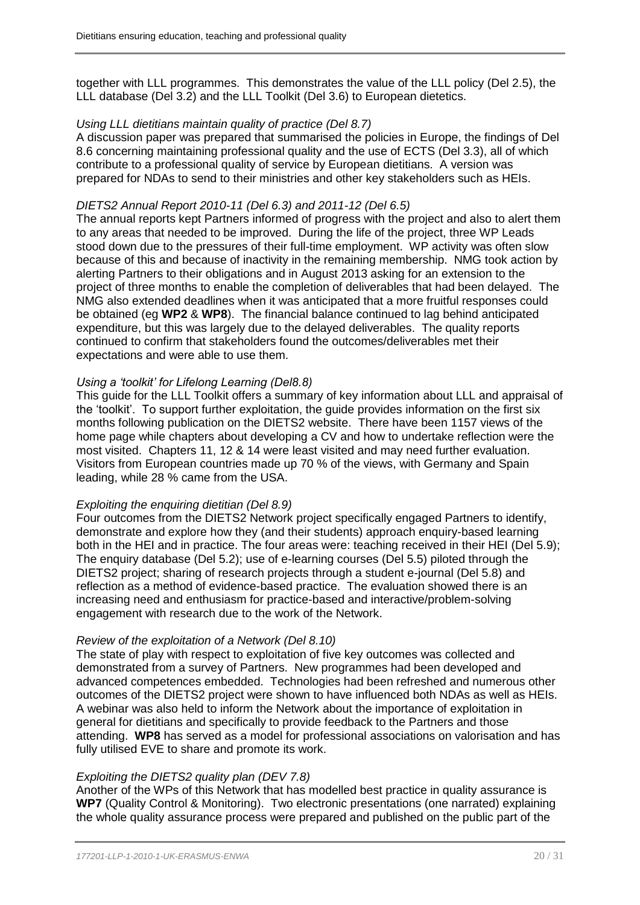together with LLL programmes. This demonstrates the value of the LLL policy (Del 2.5), the LLL database (Del 3.2) and the LLL Toolkit (Del 3.6) to European dietetics.

*Using LLL dietitians maintain quality of practice (Del 8.7)*

A discussion paper was prepared that summarised the policies in Europe, the findings of Del 8.6 concerning maintaining professional quality and the use of ECTS (Del 3.3), all of which contribute to a professional quality of service by European dietitians. A version was prepared for NDAs to send to their ministries and other key stakeholders such as HEIs.

*DIETS2 Annual Report 2010-11 (Del 6.3) and 2011-12 (Del 6.5)*

The annual reports kept Partners informed of progress with the project and also to alert them to any areas that needed to be improved. During the life of the project, three WP Leads stood down due to the pressures of their full-time employment. WP activity was often slow because of this and because of inactivity in the remaining membership. NMG took action by alerting Partners to their obligations and in August 2013 asking for an extension to the project of three months to enable the completion of deliverables that had been delayed. The NMG also extended deadlines when it was anticipated that a more fruitful responses could be obtained (eg **WP2** & **WP8**). The financial balance continued to lag behind anticipated expenditure, but this was largely due to the delayed deliverables. The quality reports continued to confirm that stakeholders found the outcomes/deliverables met their expectations and were able to use them.

*Using a 'toolkit' for Lifelong Learning (Del8.8)*

This guide for the LLL Toolkit offers a summary of key information about LLL and appraisal of the 'toolkit'. To support further exploitation, the guide provides information on the first six months following publication on the DIETS2 website. There have been 1157 views of the home page while chapters about developing a CV and how to undertake reflection were the most visited. Chapters 11, 12 & 14 were least visited and may need further evaluation. Visitors from European countries made up 70 % of the views, with Germany and Spain leading, while 28 % came from the USA.

*Exploiting the enquiring dietitian (Del 8.9)*

Four outcomes from the DIETS2 Network project specifically engaged Partners to identify, demonstrate and explore how they (and their students) approach enquiry-based learning both in the HEI and in practice. The four areas were: teaching received in their HEI (Del 5.9); The enquiry database (Del 5.2); use of e-learning courses (Del 5.5) piloted through the DIETS2 project; sharing of research projects through a student e-journal (Del 5.8) and reflection as a method of evidence-based practice. The evaluation showed there is an increasing need and enthusiasm for practice-based and interactive/problem-solving engagement with research due to the work of the Network.

*Review of the exploitation of a Network (Del 8.10)*

The state of play with respect to exploitation of five key outcomes was collected and demonstrated from a survey of Partners. New programmes had been developed and advanced competences embedded. Technologies had been refreshed and numerous other outcomes of the DIETS2 project were shown to have influenced both NDAs as well as HEIs. A webinar was also held to inform the Network about the importance of exploitation in general for dietitians and specifically to provide feedback to the Partners and those attending. **WP8** has served as a model for professional associations on valorisation and has fully utilised EVE to share and promote its work.

*Exploiting the DIETS2 quality plan (DEV 7.8)*

Another of the WPs of this Network that has modelled best practice in quality assurance is **WP7** (Quality Control & Monitoring). Two electronic presentations (one narrated) explaining the whole quality assurance process were prepared and published on the public part of the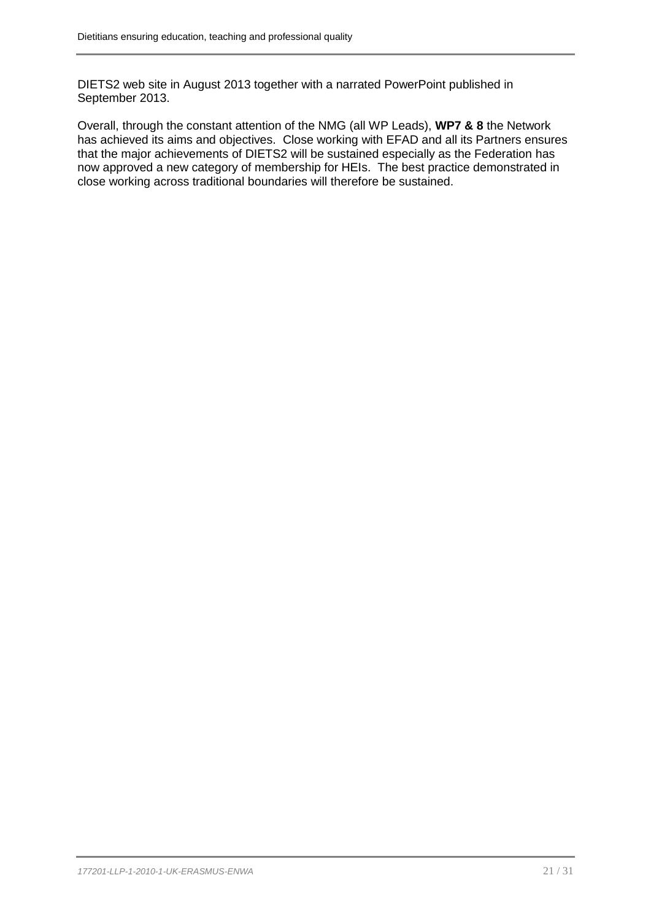DIETS2 web site in August 2013 together with a narrated PowerPoint published in September 2013.

Overall, through the constant attention of the NMG (all WP Leads), **WP7 & 8** the Network has achieved its aims and objectives. Close working with EFAD and all its Partners ensures that the major achievements of DIETS2 will be sustained especially as the Federation has now approved a new category of membership for HEIs. The best practice demonstrated in close working across traditional boundaries will therefore be sustained.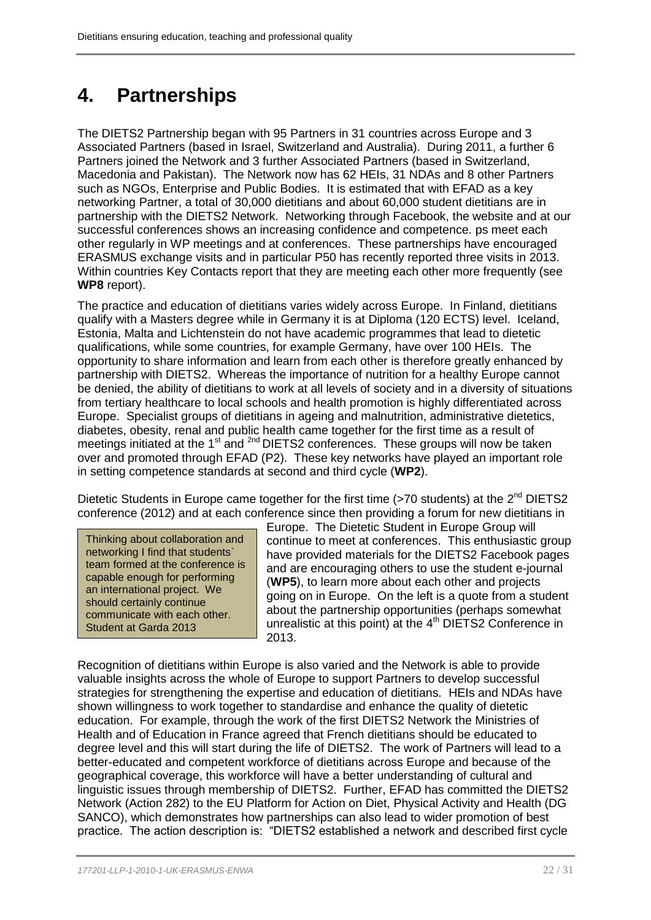# 4. Partnerships

The DIETS2 Partnership began with 95 Partners in 31 countries across Europe and 3 Associated Partners (based in Israel, Switzerland and Australia). During 2011, a further 6 Partners joined the Network and 3 further Associated Partners (based in Switzerland, Macedonia and Pakistan). The Network now has 62 HEIs, 31 NDAs and 8 other Partners such as NGOs, Enterprise and Public Bodies. It is estimated that with EFAD as a key networking Partner, a total of 30,000 dietitians and about 60,000 student dietitians are in partnership with the DIETS2 Network. Networking through Facebook, the website and at our successful conferences shows an increasing confidence and competence. ps meet each other regularly in WP meetings and at conferences. These partnerships have encouraged ERASMUS exchange visits and in particular P50 has recently reported three visits in 2013. Within countries Key Contacts report that they are meeting each other more frequently (see **WP8** report).

The practice and education of dietitians varies widely across Europe. In Finland, dietitians qualify with a Masters degree while in Germany it is at Diploma (120 ECTS) level. Iceland, Estonia, Malta and Lichtenstein do not have academic programmes that lead to dietetic qualifications, while some countries, for example Germany, have over 100 HEIs. The opportunity to share information and learn from each other is therefore greatly enhanced by partnership with DIETS2. Whereas the importance of nutrition for a healthy Europe cannot be denied, the ability of dietitians to work at all levels of society and in a diversity of situations from tertiary healthcare to local schools and health promotion is highly differentiated across Europe. Specialist groups of dietitians in ageing and malnutrition, administrative dietetics, diabetes, obesity, renal and public health came together for the first time as a result of meetings initiated at the 1st and 2nd DIETS2 conferences. These groups will now be taken over and promoted through EFAD (P2). These key networks have played an important role in setting competence standards at second and third cycle (**WP2**).

Dietetic Students in Europe came together for the first time (>70 students) at the 2nd DIETS2 conference (2012) and at each conference since then providing a forum for new dietitians in Europe. The Dietetic Student in Europe Group will continue to meet at conferences. This enthusiastic group have provided materials for the DIETS2 Facebook pages and are encouraging others to use the student e-journal (**WP5**), to learn more about each other and projects going on in Europe. On the left is a quote from a student about the partnership opportunities (perhaps somewhat unrealistic at this point) at the 4th DIETS2 Conference in 2013.

> Thinking about collaboration and networking I find that students` team formed at the conference is capable enough for performing an international project. We should certainly continue communicate with each other. Student at Garda 2013

Recognition of dietitians within Europe is also varied and the Network is able to provide valuable insights across the whole of Europe to support Partners to develop successful strategies for strengthening the expertise and education of dietitians. HEIs and NDAs have shown willingness to work together to standardise and enhance the quality of dietetic education. For example, through the work of the first DIETS2 Network the Ministries of Health and of Education in France agreed that French dietitians should be educated to degree level and this will start during the life of DIETS2. The work of Partners will lead to a better-educated and competent workforce of dietitians across Europe and because of the geographical coverage, this workforce will have a better understanding of cultural and linguistic issues through membership of DIETS2. Further, EFAD has committed the DIETS2 Network (Action 282) to the EU Platform for Action on Diet, Physical Activity and Health (DG SANCO), which demonstrates how partnerships can also lead to wider promotion of best practice. The action description is: "DIETS2 established a network and described first cycle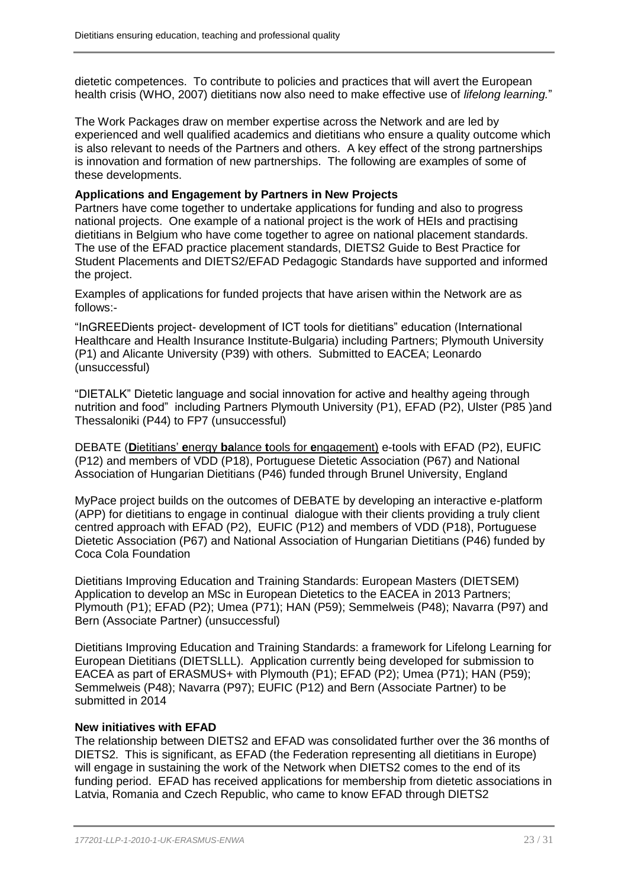dietetic competences. To contribute to policies and practices that will avert the European health crisis (WHO, 2007) dietitians now also need to make effective use of *lifelong learning.*"

The Work Packages draw on member expertise across the Network and are led by experienced and well qualified academics and dietitians who ensure a quality outcome which is also relevant to needs of the Partners and others. A key effect of the strong partnerships is innovation and formation of new partnerships. The following are examples of some of these developments.

**Applications and Engagement by Partners in New Projects**

Partners have come together to undertake applications for funding and also to progress national projects. One example of a national project is the work of HEIs and practising dietitians in Belgium who have come together to agree on national placement standards. The use of the EFAD practice placement standards, DIETS2 Guide to Best Practice for Student Placements and DIETS2/EFAD Pedagogic Standards have supported and informed the project.

Examples of applications for funded projects that have arisen within the Network are as follows:-

"InGREEDients project- development of ICT tools for dietitians" education (International Healthcare and Health Insurance Institute-Bulgaria) including Partners; Plymouth University (P1) and Alicante University (P39) with others. Submitted to EACEA; Leonardo (unsuccessful)

"DIETALK" Dietetic language and social innovation for active and healthy ageing through nutrition and food" including Partners Plymouth University (P1), EFAD (P2), Ulster (P85 )and Thessaloniki (P44) to FP7 (unsuccessful)

DEBATE (**D**ietitians' **e**nergy **ba**lance **t**ools for **e**ngagement) e-tools with EFAD (P2), EUFIC (P12) and members of VDD (P18), Portuguese Dietetic Association (P67) and National Association of Hungarian Dietitians (P46) funded through Brunel University, England

MyPace project builds on the outcomes of DEBATE by developing an interactive e-platform (APP) for dietitians to engage in continual dialogue with their clients providing a truly client centred approach with EFAD (P2), EUFIC (P12) and members of VDD (P18), Portuguese Dietetic Association (P67) and National Association of Hungarian Dietitians (P46) funded by Coca Cola Foundation

Dietitians Improving Education and Training Standards: European Masters (DIETSEM) Application to develop an MSc in European Dietetics to the EACEA in 2013 Partners; Plymouth (P1); EFAD (P2); Umea (P71); HAN (P59); Semmelweis (P48); Navarra (P97) and Bern (Associate Partner) (unsuccessful)

Dietitians Improving Education and Training Standards: a framework for Lifelong Learning for European Dietitians (DIETSLLL). Application currently being developed for submission to EACEA as part of ERASMUS+ with Plymouth (P1); EFAD (P2); Umea (P71); HAN (P59); Semmelweis (P48); Navarra (P97); EUFIC (P12) and Bern (Associate Partner) to be submitted in 2014

**New initiatives with EFAD**

The relationship between DIETS2 and EFAD was consolidated further over the 36 months of DIETS2. This is significant, as EFAD (the Federation representing all dietitians in Europe) will engage in sustaining the work of the Network when DIETS2 comes to the end of its funding period. EFAD has received applications for membership from dietetic associations in Latvia, Romania and Czech Republic, who came to know EFAD through DIETS2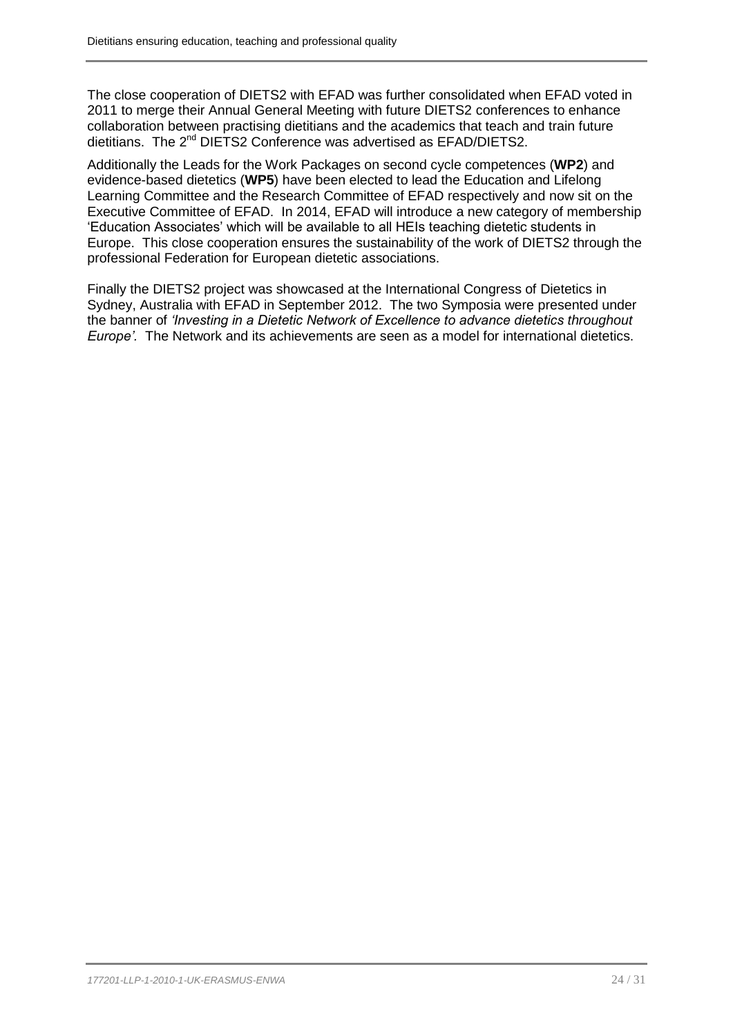The close cooperation of DIETS2 with EFAD was further consolidated when EFAD voted in 2011 to merge their Annual General Meeting with future DIETS2 conferences to enhance collaboration between practising dietitians and the academics that teach and train future dietitians. The 2nd DIETS2 Conference was advertised as EFAD/DIETS2.

Additionally the Leads for the Work Packages on second cycle competences (**WP2**) and evidence-based dietetics (**WP5**) have been elected to lead the Education and Lifelong Learning Committee and the Research Committee of EFAD respectively and now sit on the Executive Committee of EFAD. In 2014, EFAD will introduce a new category of membership 'Education Associates' which will be available to all HEIs teaching dietetic students in Europe. This close cooperation ensures the sustainability of the work of DIETS2 through the professional Federation for European dietetic associations.

Finally the DIETS2 project was showcased at the International Congress of Dietetics in Sydney, Australia with EFAD in September 2012. The two Symposia were presented under the banner of *'Investing in a Dietetic Network of Excellence to advance dietetics throughout Europe'*. The Network and its achievements are seen as a model for international dietetics.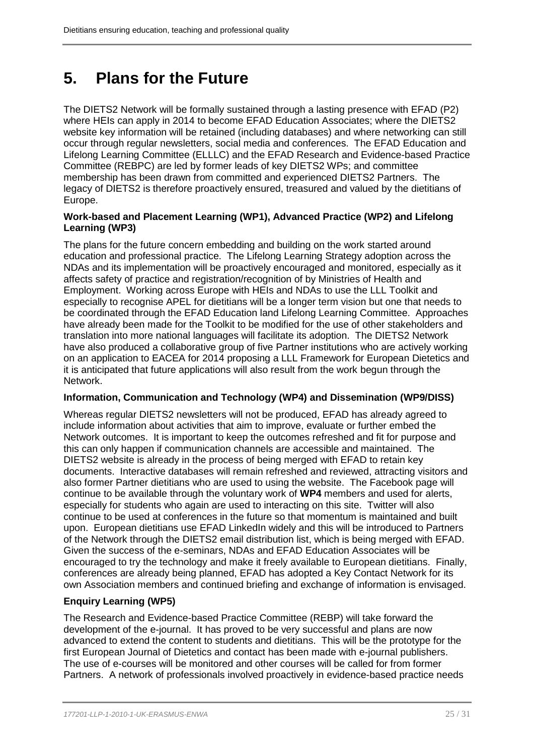# 5. Plans for the Future

The DIETS2 Network will be formally sustained through a lasting presence with EFAD (P2) where HEIs can apply in 2014 to become EFAD Education Associates; where the DIETS2 website key information will be retained (including databases) and where networking can still occur through regular newsletters, social media and conferences. The EFAD Education and Lifelong Learning Committee (ELLLC) and the EFAD Research and Evidence-based Practice Committee (REBPC) are led by former leads of key DIETS2 WPs; and committee membership has been drawn from committed and experienced DIETS2 Partners. The legacy of DIETS2 is therefore proactively ensured, treasured and valued by the dietitians of Europe.

**Work-based and Placement Learning (WP1), Advanced Practice (WP2) and Lifelong Learning (WP3)**

The plans for the future concern embedding and building on the work started around education and professional practice. The Lifelong Learning Strategy adoption across the NDAs and its implementation will be proactively encouraged and monitored, especially as it affects safety of practice and registration/recognition of by Ministries of Health and Employment. Working across Europe with HEIs and NDAs to use the LLL Toolkit and especially to recognise APEL for dietitians will be a longer term vision but one that needs to be coordinated through the EFAD Education land Lifelong Learning Committee. Approaches have already been made for the Toolkit to be modified for the use of other stakeholders and translation into more national languages will facilitate its adoption. The DIETS2 Network have also produced a collaborative group of five Partner institutions who are actively working on an application to EACEA for 2014 proposing a LLL Framework for European Dietetics and it is anticipated that future applications will also result from the work begun through the Network.

**Information, Communication and Technology (WP4) and Dissemination (WP9/DISS)**

Whereas regular DIETS2 newsletters will not be produced, EFAD has already agreed to include information about activities that aim to improve, evaluate or further embed the Network outcomes. It is important to keep the outcomes refreshed and fit for purpose and this can only happen if communication channels are accessible and maintained. The DIETS2 website is already in the process of being merged with EFAD to retain key documents. Interactive databases will remain refreshed and reviewed, attracting visitors and also former Partner dietitians who are used to using the website. The Facebook page will continue to be available through the voluntary work of **WP4** members and used for alerts, especially for students who again are used to interacting on this site. Twitter will also continue to be used at conferences in the future so that momentum is maintained and built upon. European dietitians use EFAD LinkedIn widely and this will be introduced to Partners of the Network through the DIETS2 email distribution list, which is being merged with EFAD. Given the success of the e-seminars, NDAs and EFAD Education Associates will be encouraged to try the technology and make it freely available to European dietitians. Finally, conferences are already being planned, EFAD has adopted a Key Contact Network for its own Association members and continued briefing and exchange of information is envisaged.

**Enquiry Learning (WP5)**

The Research and Evidence-based Practice Committee (REBP) will take forward the development of the e-journal. It has proved to be very successful and plans are now advanced to extend the content to students and dietitians. This will be the prototype for the first European Journal of Dietetics and contact has been made with e-journal publishers. The use of e-courses will be monitored and other courses will be called for from former Partners. A network of professionals involved proactively in evidence-based practice needs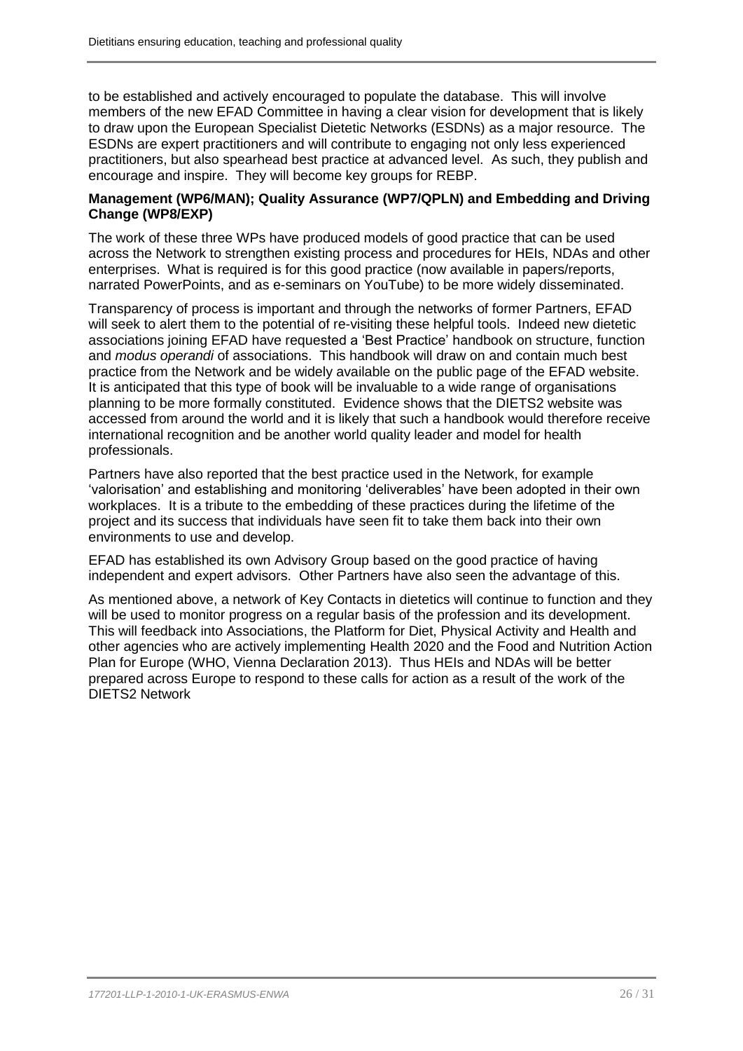to be established and actively encouraged to populate the database. This will involve members of the new EFAD Committee in having a clear vision for development that is likely to draw upon the European Specialist Dietetic Networks (ESDNs) as a major resource. The ESDNs are expert practitioners and will contribute to engaging not only less experienced practitioners, but also spearhead best practice at advanced level. As such, they publish and encourage and inspire. They will become key groups for REBP.

**Management (WP6/MAN); Quality Assurance (WP7/QPLN) and Embedding and Driving Change (WP8/EXP)**

The work of these three WPs have produced models of good practice that can be used across the Network to strengthen existing process and procedures for HEIs, NDAs and other enterprises. What is required is for this good practice (now available in papers/reports, narrated PowerPoints, and as e-seminars on YouTube) to be more widely disseminated.

Transparency of process is important and through the networks of former Partners, EFAD will seek to alert them to the potential of re-visiting these helpful tools. Indeed new dietetic associations joining EFAD have requested a 'Best Practice' handbook on structure, function and *modus operandi* of associations. This handbook will draw on and contain much best practice from the Network and be widely available on the public page of the EFAD website. It is anticipated that this type of book will be invaluable to a wide range of organisations planning to be more formally constituted. Evidence shows that the DIETS2 website was accessed from around the world and it is likely that such a handbook would therefore receive international recognition and be another world quality leader and model for health professionals.

Partners have also reported that the best practice used in the Network, for example 'valorisation' and establishing and monitoring 'deliverables' have been adopted in their own workplaces. It is a tribute to the embedding of these practices during the lifetime of the project and its success that individuals have seen fit to take them back into their own environments to use and develop.

EFAD has established its own Advisory Group based on the good practice of having independent and expert advisors. Other Partners have also seen the advantage of this.

As mentioned above, a network of Key Contacts in dietetics will continue to function and they will be used to monitor progress on a regular basis of the profession and its development. This will feedback into Associations, the Platform for Diet, Physical Activity and Health and other agencies who are actively implementing Health 2020 and the Food and Nutrition Action Plan for Europe (WHO, Vienna Declaration 2013). Thus HEIs and NDAs will be better prepared across Europe to respond to these calls for action as a result of the work of the DIETS2 Network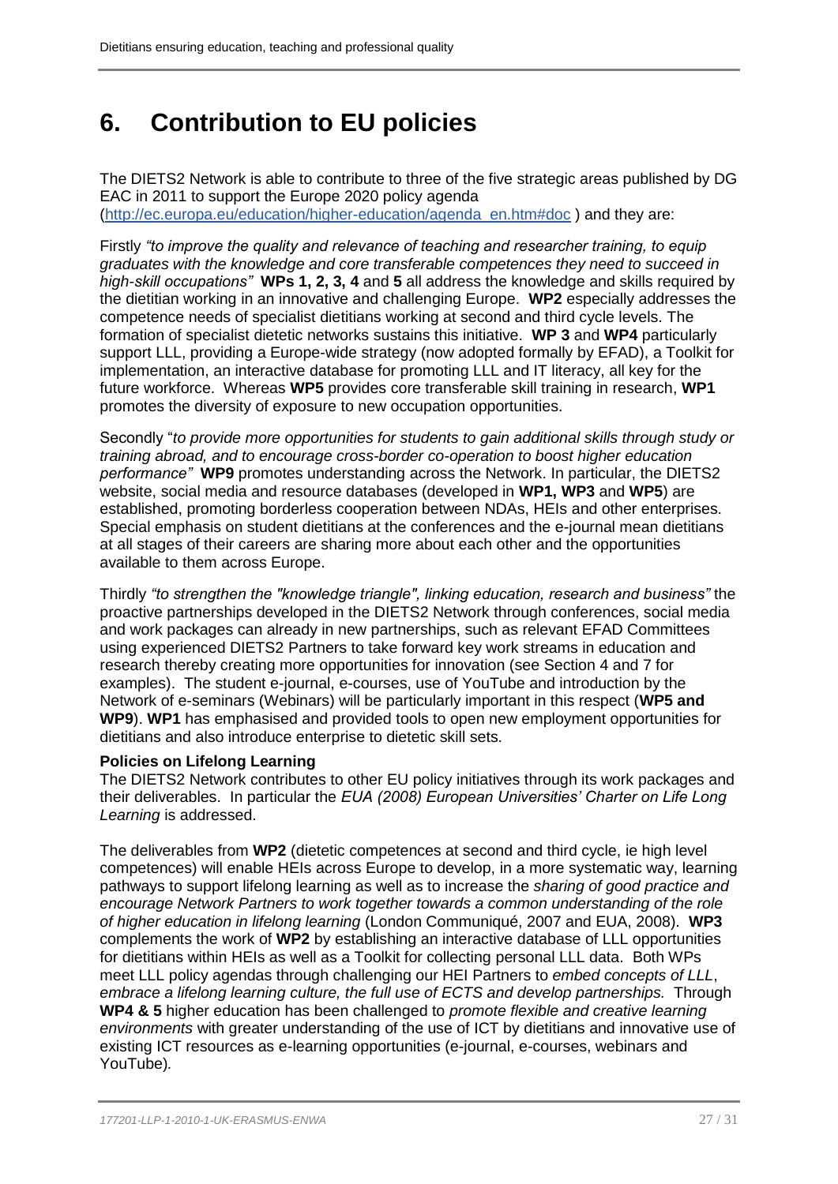# 6. Contribution to EU policies

The DIETS2 Network is able to contribute to three of the five strategic areas published by DG EAC in 2011 to support the Europe 2020 policy agenda (http://ec.europa.eu/education/higher-education/agenda_en.htm#doc ) and they are:

Firstly *"to improve the quality and relevance of teaching and researcher training, to equip graduates with the knowledge and core transferable competences they need to succeed in high-skill occupations"* **WPs 1, 2, 3, 4** and **5** all address the knowledge and skills required by the dietitian working in an innovative and challenging Europe. **WP2** especially addresses the competence needs of specialist dietitians working at second and third cycle levels. The formation of specialist dietetic networks sustains this initiative. **WP 3** and **WP4** particularly support LLL, providing a Europe-wide strategy (now adopted formally by EFAD), a Toolkit for implementation, an interactive database for promoting LLL and IT literacy, all key for the future workforce. Whereas **WP5** provides core transferable skill training in research, **WP1** promotes the diversity of exposure to new occupation opportunities.

Secondly "*to provide more opportunities for students to gain additional skills through study or training abroad, and to encourage cross-border co-operation to boost higher education performance"* **WP9** promotes understanding across the Network. In particular, the DIETS2 website, social media and resource databases (developed in **WP1, WP3** and **WP5**) are established, promoting borderless cooperation between NDAs, HEIs and other enterprises. Special emphasis on student dietitians at the conferences and the e-journal mean dietitians at all stages of their careers are sharing more about each other and the opportunities available to them across Europe.

Thirdly *"to strengthen the "knowledge triangle", linking education, research and business"* the proactive partnerships developed in the DIETS2 Network through conferences, social media and work packages can already in new partnerships, such as relevant EFAD Committees using experienced DIETS2 Partners to take forward key work streams in education and research thereby creating more opportunities for innovation (see Section 4 and 7 for examples). The student e-journal, e-courses, use of YouTube and introduction by the Network of e-seminars (Webinars) will be particularly important in this respect (**WP5 and WP9**). **WP1** has emphasised and provided tools to open new employment opportunities for dietitians and also introduce enterprise to dietetic skill sets.

**Policies on Lifelong Learning**

The DIETS2 Network contributes to other EU policy initiatives through its work packages and their deliverables. In particular the *EUA (2008) European Universities' Charter on Life Long Learning* is addressed.

The deliverables from **WP2** (dietetic competences at second and third cycle, ie high level competences) will enable HEIs across Europe to develop, in a more systematic way, learning pathways to support lifelong learning as well as to increase the *sharing of good practice and encourage Network Partners to work together towards a common understanding of the role of higher education in lifelong learning* (London Communiqué, 2007 and EUA, 2008). **WP3** complements the work of **WP2** by establishing an interactive database of LLL opportunities for dietitians within HEIs as well as a Toolkit for collecting personal LLL data. Both WPs meet LLL policy agendas through challenging our HEI Partners to *embed concepts of LLL*, *embrace a lifelong learning culture, the full use of ECTS and develop partnerships.* Through **WP4 & 5** higher education has been challenged to *promote flexible and creative learning environments* with greater understanding of the use of ICT by dietitians and innovative use of existing ICT resources as e-learning opportunities (e-journal, e-courses, webinars and YouTube)*.*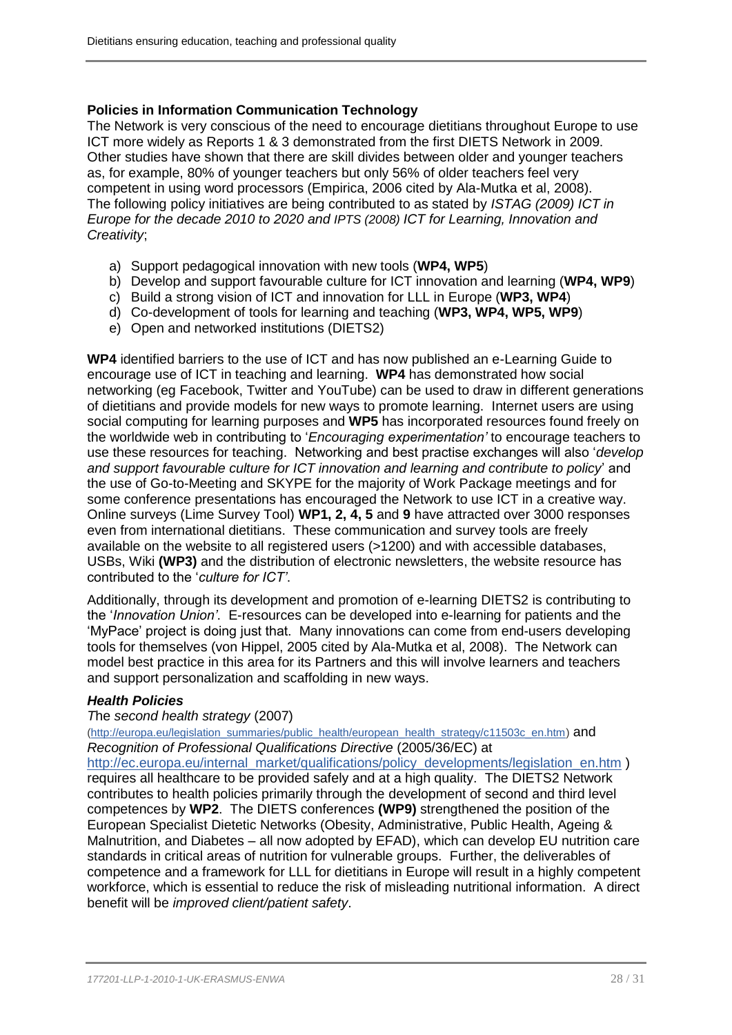**Policies in Information Communication Technology**

The Network is very conscious of the need to encourage dietitians throughout Europe to use ICT more widely as Reports 1 & 3 demonstrated from the first DIETS Network in 2009. Other studies have shown that there are skill divides between older and younger teachers as, for example, 80% of younger teachers but only 56% of older teachers feel very competent in using word processors (Empirica, 2006 cited by Ala-Mutka et al, 2008). The following policy initiatives are being contributed to as stated by *ISTAG (2009) ICT in Europe for the decade 2010 to 2020 and IPTS (2008) ICT for Learning, Innovation and Creativity*;

a) Support pedagogical innovation with new tools (**WP4, WP5**)
b) Develop and support favourable culture for ICT innovation and learning (**WP4, WP9**)
c) Build a strong vision of ICT and innovation for LLL in Europe (**WP3, WP4**)
d) Co-development of tools for learning and teaching (**WP3, WP4, WP5, WP9**)
e) Open and networked institutions (DIETS2)

**WP4** identified barriers to the use of ICT and has now published an e-Learning Guide to encourage use of ICT in teaching and learning. **WP4** has demonstrated how social networking (eg Facebook, Twitter and YouTube) can be used to draw in different generations of dietitians and provide models for new ways to promote learning. Internet users are using social computing for learning purposes and **WP5** has incorporated resources found freely on the worldwide web in contributing to '*Encouraging experimentation'* to encourage teachers to use these resources for teaching. Networking and best practise exchanges will also '*develop and support favourable culture for ICT innovation and learning and contribute to policy*' and the use of Go-to-Meeting and SKYPE for the majority of Work Package meetings and for some conference presentations has encouraged the Network to use ICT in a creative way. Online surveys (Lime Survey Tool) **WP1, 2, 4, 5** and **9** have attracted over 3000 responses even from international dietitians. These communication and survey tools are freely available on the website to all registered users (>1200) and with accessible databases, USBs, Wiki **(WP3)** and the distribution of electronic newsletters, the website resource has contributed to the '*culture for ICT'*.

Additionally, through its development and promotion of e-learning DIETS2 is contributing to the '*Innovation Union'*. E-resources can be developed into e-learning for patients and the 'MyPace' project is doing just that. Many innovations can come from end-users developing tools for themselves (von Hippel, 2005 cited by Ala-Mutka et al, 2008). The Network can model best practice in this area for its Partners and this will involve learners and teachers and support personalization and scaffolding in new ways.

***Health Policies***

*The second health strategy* (2007) (http://europa.eu/legislation_summaries/public_health/european_health_strategy/c11503c_en.htm) and *Recognition of Professional Qualifications Directive* (2005/36/EC) at http://ec.europa.eu/internal_market/qualifications/policy_developments/legislation_en.htm ) requires all healthcare to be provided safely and at a high quality. The DIETS2 Network contributes to health policies primarily through the development of second and third level competences by **WP2**. The DIETS conferences **(WP9)** strengthened the position of the European Specialist Dietetic Networks (Obesity, Administrative, Public Health, Ageing & Malnutrition, and Diabetes – all now adopted by EFAD), which can develop EU nutrition care standards in critical areas of nutrition for vulnerable groups. Further, the deliverables of competence and a framework for LLL for dietitians in Europe will result in a highly competent workforce, which is essential to reduce the risk of misleading nutritional information. A direct benefit will be *improved client/patient safety*.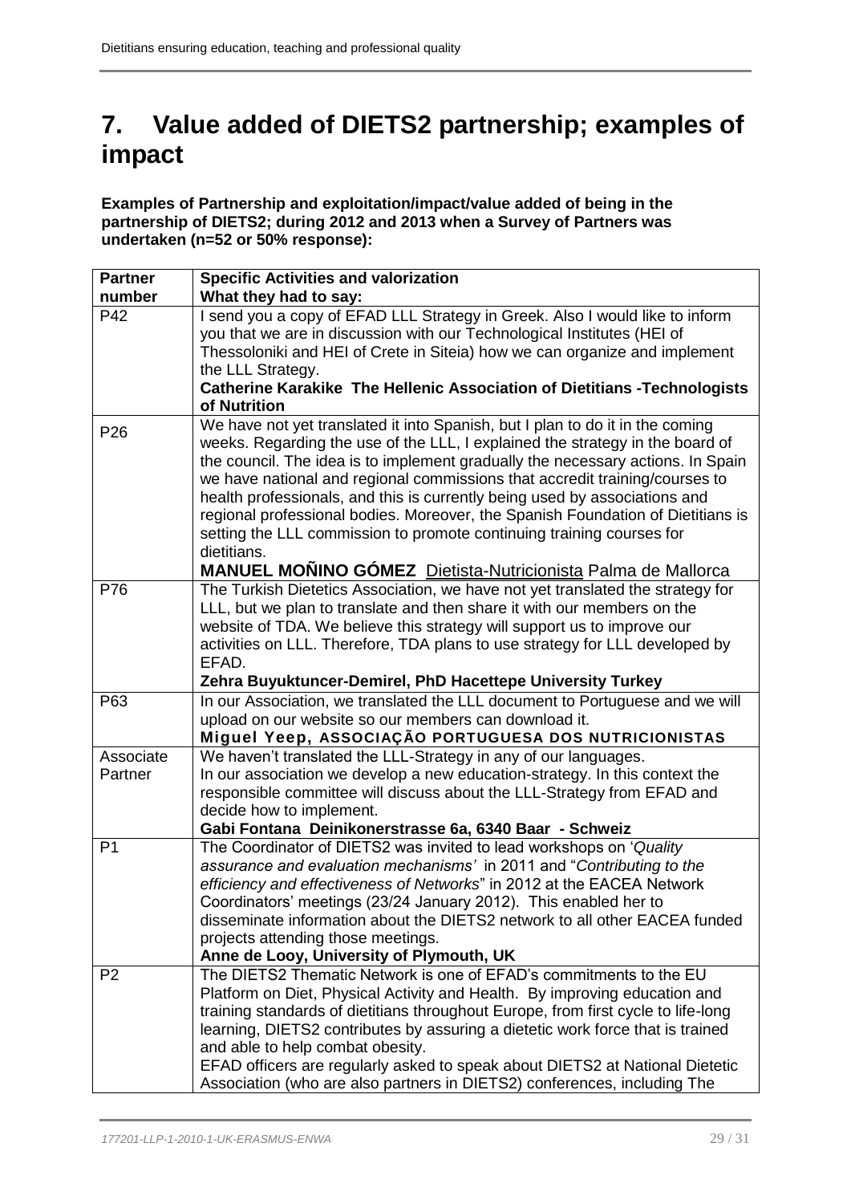# 7. Value added of DIETS2 partnership; examples of impact

**Examples of Partnership and exploitation/impact/value added of being in the partnership of DIETS2; during 2012 and 2013 when a Survey of Partners was undertaken (n=52 or 50% response):**

| Partner number | Specific Activities and valorization<br>What they had to say: |
|---|---|
| P42 | I send you a copy of EFAD LLL Strategy in Greek. Also I would like to inform you that we are in discussion with our Technological Institutes (HEI of Thessoloniki and HEI of Crete in Siteia) how we can organize and implement the LLL Strategy.<br>**Catherine Karakike The Hellenic Association of Dietitians -Technologists of Nutrition** |
| P26 | We have not yet translated it into Spanish, but I plan to do it in the coming weeks. Regarding the use of the LLL, I explained the strategy in the board of the council. The idea is to implement gradually the necessary actions. In Spain we have national and regional commissions that accredit training/courses to health professionals, and this is currently being used by associations and regional professional bodies. Moreover, the Spanish Foundation of Dietitians is setting the LLL commission to promote continuing training courses for dietitians.<br>**MANUEL MOÑINO GÓMEZ** Dietista-Nutricionista Palma de Mallorca |
| P76 | The Turkish Dietetics Association, we have not yet translated the strategy for LLL, but we plan to translate and then share it with our members on the website of TDA. We believe this strategy will support us to improve our activities on LLL. Therefore, TDA plans to use strategy for LLL developed by EFAD.<br>**Zehra Buyuktuncer-Demirel, PhD Hacettepe University Turkey** |
| P63 | In our Association, we translated the LLL document to Portuguese and we will upload on our website so our members can download it.<br>**Miguel Yeep, ASSOCIAÇÃO PORTUGUESA DOS NUTRICIONISTAS** |
| Associate Partner | We haven't translated the LLL-Strategy in any of our languages.<br>In our association we develop a new education-strategy. In this context the responsible committee will discuss about the LLL-Strategy from EFAD and decide how to implement.<br>**Gabi Fontana Deinikonerstrasse 6a, 6340 Baar - Schweiz** |
| P1 | The Coordinator of DIETS2 was invited to lead workshops on '*Quality assurance and evaluation mechanisms'* in 2011 and "*Contributing to the efficiency and effectiveness of Networks*" in 2012 at the EACEA Network Coordinators' meetings (23/24 January 2012). This enabled her to disseminate information about the DIETS2 network to all other EACEA funded projects attending those meetings.<br>**Anne de Looy, University of Plymouth, UK** |
| P2 | The DIETS2 Thematic Network is one of EFAD's commitments to the EU Platform on Diet, Physical Activity and Health. By improving education and training standards of dietitians throughout Europe, from first cycle to life-long learning, DIETS2 contributes by assuring a dietetic work force that is trained and able to help combat obesity.<br>EFAD officers are regularly asked to speak about DIETS2 at National Dietetic Association (who are also partners in DIETS2) conferences, including The |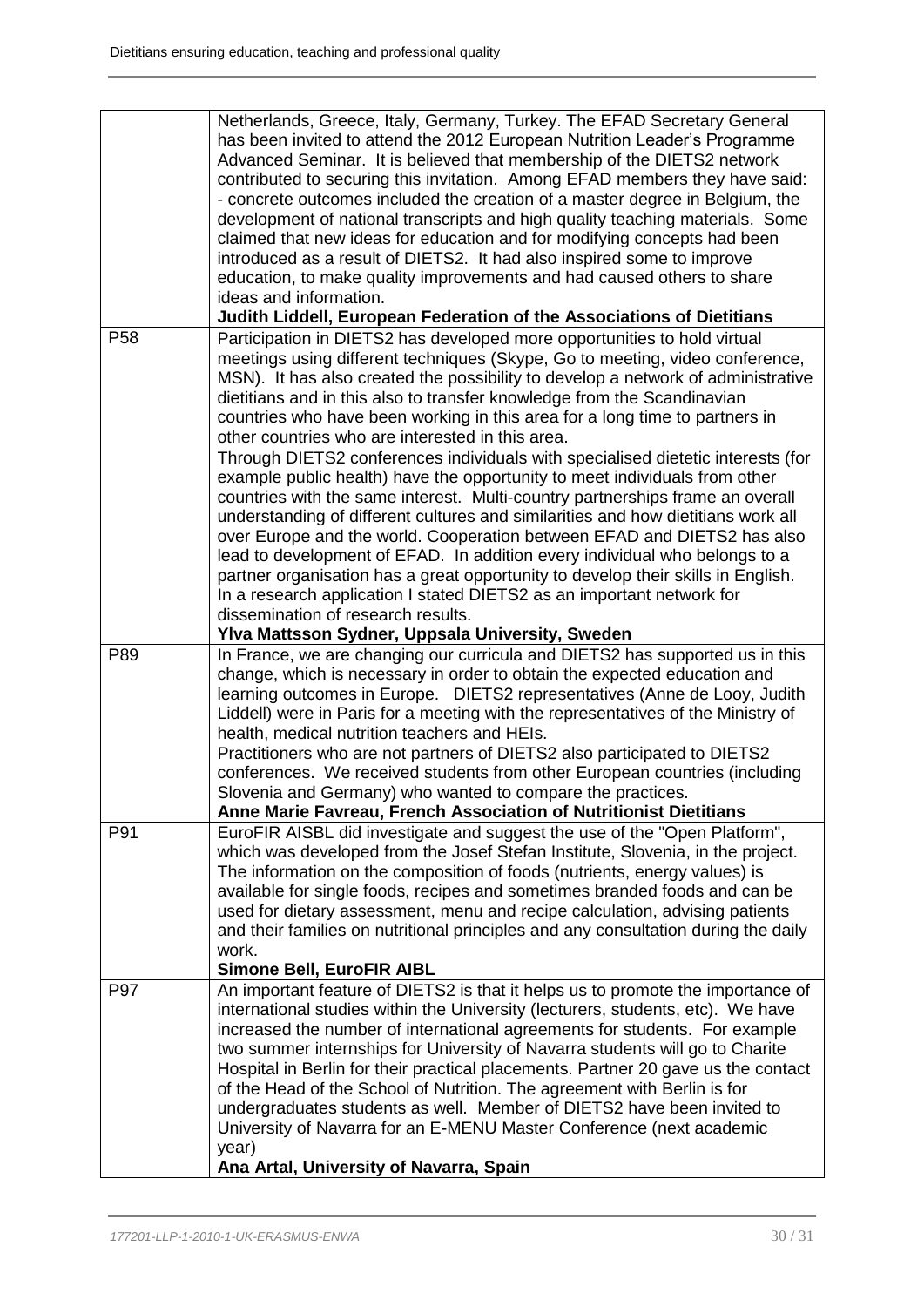| | |
|---|---|
| | Netherlands, Greece, Italy, Germany, Turkey. The EFAD Secretary General has been invited to attend the 2012 European Nutrition Leader's Programme Advanced Seminar. It is believed that membership of the DIETS2 network contributed to securing this invitation. Among EFAD members they have said: - concrete outcomes included the creation of a master degree in Belgium, the development of national transcripts and high quality teaching materials. Some claimed that new ideas for education and for modifying concepts had been introduced as a result of DIETS2. It had also inspired some to improve education, to make quality improvements and had caused others to share ideas and information.<br>**Judith Liddell, European Federation of the Associations of Dietitians** |
| P58 | Participation in DIETS2 has developed more opportunities to hold virtual meetings using different techniques (Skype, Go to meeting, video conference, MSN). It has also created the possibility to develop a network of administrative dietitians and in this also to transfer knowledge from the Scandinavian countries who have been working in this area for a long time to partners in other countries who are interested in this area.<br>Through DIETS2 conferences individuals with specialised dietetic interests (for example public health) have the opportunity to meet individuals from other countries with the same interest. Multi-country partnerships frame an overall understanding of different cultures and similarities and how dietitians work all over Europe and the world. Cooperation between EFAD and DIETS2 has also lead to development of EFAD. In addition every individual who belongs to a partner organisation has a great opportunity to develop their skills in English. In a research application I stated DIETS2 as an important network for dissemination of research results.<br>**Ylva Mattsson Sydner, Uppsala University, Sweden** |
| P89 | In France, we are changing our curricula and DIETS2 has supported us in this change, which is necessary in order to obtain the expected education and learning outcomes in Europe. DIETS2 representatives (Anne de Looy, Judith Liddell) were in Paris for a meeting with the representatives of the Ministry of health, medical nutrition teachers and HEIs.<br>Practitioners who are not partners of DIETS2 also participated to DIETS2 conferences. We received students from other European countries (including Slovenia and Germany) who wanted to compare the practices.<br>**Anne Marie Favreau, French Association of Nutritionist Dietitians** |
| P91 | EuroFIR AISBL did investigate and suggest the use of the "Open Platform", which was developed from the Josef Stefan Institute, Slovenia, in the project. The information on the composition of foods (nutrients, energy values) is available for single foods, recipes and sometimes branded foods and can be used for dietary assessment, menu and recipe calculation, advising patients and their families on nutritional principles and any consultation during the daily work.<br>**Simone Bell, EuroFIR AIBL** |
| P97 | An important feature of DIETS2 is that it helps us to promote the importance of international studies within the University (lecturers, students, etc). We have increased the number of international agreements for students. For example two summer internships for University of Navarra students will go to Charite Hospital in Berlin for their practical placements. Partner 20 gave us the contact of the Head of the School of Nutrition. The agreement with Berlin is for undergraduates students as well. Member of DIETS2 have been invited to University of Navarra for an E-MENU Master Conference (next academic year)<br>**Ana Artal, University of Navarra, Spain** |